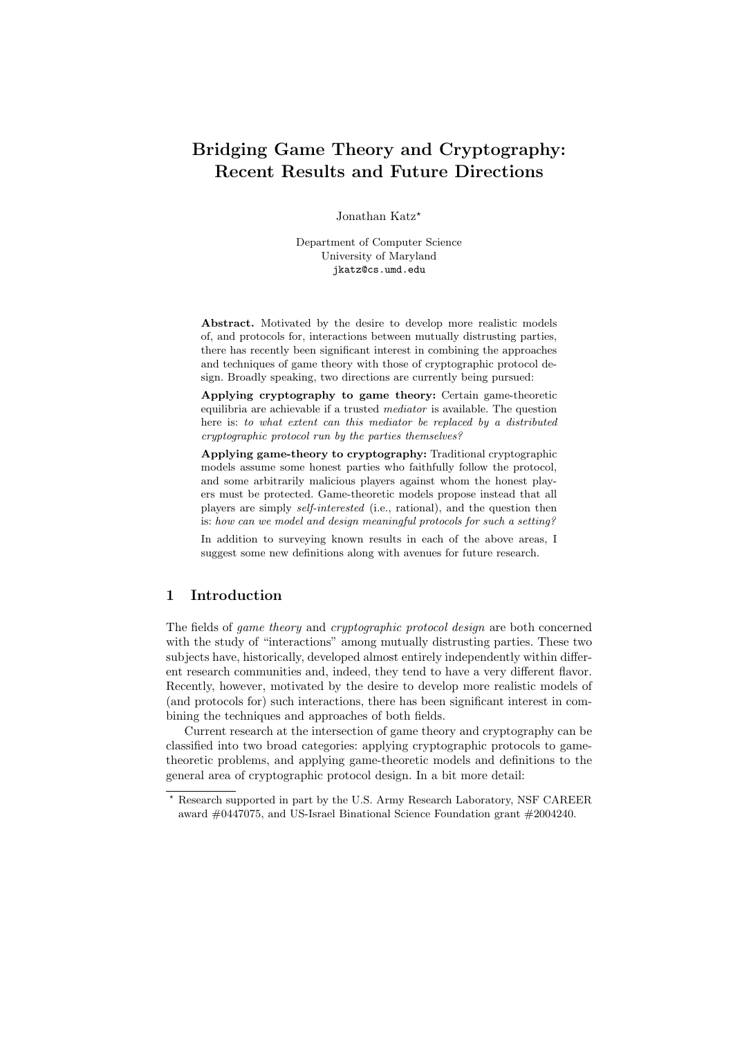# Bridging Game Theory and Cryptography: Recent Results and Future Directions

Jonathan Katz*

Department of Computer Science
University of Maryland
jkatz@cs.umd.edu

**Abstract.** Motivated by the desire to develop more realistic models of, and protocols for, interactions between mutually distrusting parties, there has recently been significant interest in combining the approaches and techniques of game theory with those of cryptographic protocol design. Broadly speaking, two directions are currently being pursued:

**Applying cryptography to game theory:** Certain game-theoretic equilibria are achievable if a trusted *mediator* is available. The question here is: *to what extent can this mediator be replaced by a distributed cryptographic protocol run by the parties themselves?*

**Applying game-theory to cryptography:** Traditional cryptographic models assume some honest parties who faithfully follow the protocol, and some arbitrarily malicious players against whom the honest players must be protected. Game-theoretic models propose instead that all players are simply *self-interested* (i.e., rational), and the question then is: *how can we model and design meaningful protocols for such a setting?*

In addition to surveying known results in each of the above areas, I suggest some new definitions along with avenues for future research.

## 1 Introduction

The fields of *game theory* and *cryptographic protocol design* are both concerned with the study of "interactions" among mutually distrusting parties. These two subjects have, historically, developed almost entirely independently within different research communities and, indeed, they tend to have a very different flavor. Recently, however, motivated by the desire to develop more realistic models of (and protocols for) such interactions, there has been significant interest in combining the techniques and approaches of both fields.

Current research at the intersection of game theory and cryptography can be classified into two broad categories: applying cryptographic protocols to game-theoretic problems, and applying game-theoretic models and definitions to the general area of cryptographic protocol design. In a bit more detail:

* Research supported in part by the U.S. Army Research Laboratory, NSF CAREER award #0447075, and US-Israel Binational Science Foundation grant #2004240.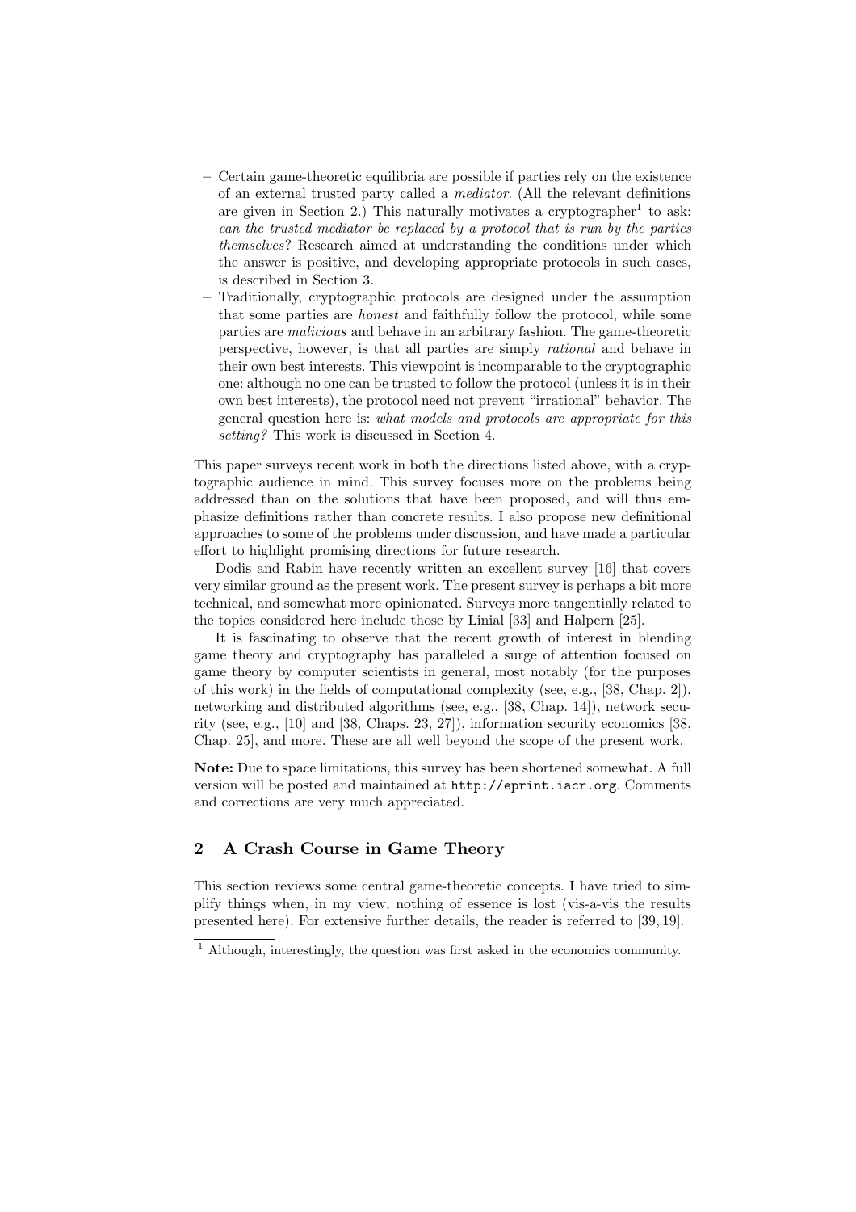- Certain game-theoretic equilibria are possible if parties rely on the existence of an external trusted party called a *mediator*. (All the relevant definitions are given in Section 2.) This naturally motivates a cryptographer[1] to ask: *can the trusted mediator be replaced by a protocol that is run by the parties themselves*? Research aimed at understanding the conditions under which the answer is positive, and developing appropriate protocols in such cases, is described in Section 3.
- Traditionally, cryptographic protocols are designed under the assumption that some parties are *honest* and faithfully follow the protocol, while some parties are *malicious* and behave in an arbitrary fashion. The game-theoretic perspective, however, is that all parties are simply *rational* and behave in their own best interests. This viewpoint is incomparable to the cryptographic one: although no one can be trusted to follow the protocol (unless it is in their own best interests), the protocol need not prevent "irrational" behavior. The general question here is: *what models and protocols are appropriate for this setting?* This work is discussed in Section 4.

This paper surveys recent work in both the directions listed above, with a cryptographic audience in mind. This survey focuses more on the problems being addressed than on the solutions that have been proposed, and will thus emphasize definitions rather than concrete results. I also propose new definitional approaches to some of the problems under discussion, and have made a particular effort to highlight promising directions for future research.

Dodis and Rabin have recently written an excellent survey [16] that covers very similar ground as the present work. The present survey is perhaps a bit more technical, and somewhat more opinionated. Surveys more tangentially related to the topics considered here include those by Linial [33] and Halpern [25].

It is fascinating to observe that the recent growth of interest in blending game theory and cryptography has paralleled a surge of attention focused on game theory by computer scientists in general, most notably (for the purposes of this work) in the fields of computational complexity (see, e.g., [38, Chap. 2]), networking and distributed algorithms (see, e.g., [38, Chap. 14]), network security (see, e.g., [10] and [38, Chaps. 23, 27]), information security economics [38, Chap. 25], and more. These are all well beyond the scope of the present work.

**Note:** Due to space limitations, this survey has been shortened somewhat. A full version will be posted and maintained at `http://eprint.iacr.org`. Comments and corrections are very much appreciated.

## 2 A Crash Course in Game Theory

This section reviews some central game-theoretic concepts. I have tried to simplify things when, in my view, nothing of essence is lost (vis-a-vis the results presented here). For extensive further details, the reader is referred to [39, 19].

[1] Although, interestingly, the question was first asked in the economics community.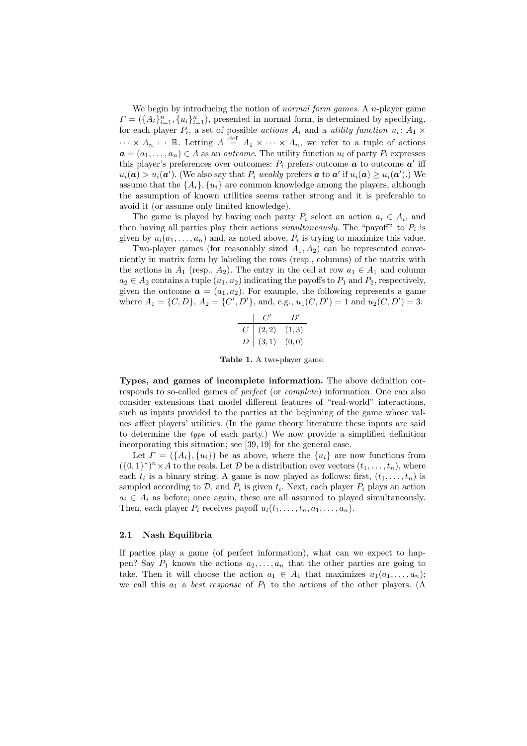We begin by introducing the notion of *normal form games*. A $n$-player game $\Gamma = (\{A_i\}_{i=1}^n, \{u_i\}_{i=1}^n)$, presented in normal form, is determined by specifying, for each player $P_i$, a set of possible *actions* $A_i$ and a *utility function* $u_i \colon A_1 \times \cdots \times A_n \mapsto \mathbb{R}$. Letting $A \stackrel{\text{def}}{=} A_1 \times \cdots \times A_n$, we refer to a tuple of actions $\boldsymbol{a} = (a_1, \ldots, a_n) \in A$ as an *outcome*. The utility function $u_i$ of party $P_i$ expresses this player's preferences over outcomes: $P_i$ prefers outcome $\boldsymbol{a}$ to outcome $\boldsymbol{a}'$ iff $u_i(\boldsymbol{a}) > u_i(\boldsymbol{a}')$. (We also say that $P_i$ *weakly* prefers $\boldsymbol{a}$ to $\boldsymbol{a}'$ if $u_i(\boldsymbol{a}) \geq u_i(\boldsymbol{a}')$.) We assume that the $\{A_i\}, \{u_i\}$ are common knowledge among the players, although the assumption of known utilities seems rather strong and it is preferable to avoid it (or assume only limited knowledge).

The game is played by having each party $P_i$ select an action $a_i \in A_i$, and then having all parties play their actions *simultaneously*. The "payoff" to $P_i$ is given by $u_i(a_1, \ldots, a_n)$ and, as noted above, $P_i$ is trying to maximize this value.

Two-player games (for reasonably sized $A_1, A_2$) can be represented conveniently in matrix form by labeling the rows (resp., columns) of the matrix with the actions in $A_1$ (resp., $A_2$). The entry in the cell at row $a_1 \in A_1$ and column $a_2 \in A_2$ contains a tuple $(u_1, u_2)$ indicating the payoffs to $P_1$ and $P_2$, respectively, given the outcome $\boldsymbol{a} = (a_1, a_2)$. For example, the following represents a game where $A_1 = \{C, D\}$, $A_2 = \{C', D'\}$, and, e.g., $u_1(C, D') = 1$ and $u_2(C, D') = 3$:

| | $C'$ | $D'$ |
|---|---|---|
| $C$ | $(2,2)$ | $(1,3)$ |
| $D$ | $(3,1)$ | $(0,0)$ |

**Table 1.** A two-player game.

**Types, and games of incomplete information.** The above definition corresponds to so-called games of *perfect* (or *complete*) information. One can also consider extensions that model different features of "real-world" interactions, such as inputs provided to the parties at the beginning of the game whose values affect players' utilities. (In the game theory literature these inputs are said to determine the *type* of each party.) We now provide a simplified definition incorporating this situation; see [39, 19] for the general case.

Let $\Gamma = (\{A_i\}, \{u_i\})$ be as above, where the $\{u_i\}$ are now functions from $(\{0,1\}^*)^n \times A$ to the reals. Let $\mathcal{D}$ be a distribution over vectors $(t_1, \ldots, t_n)$, where each $t_i$ is a binary string. A game is now played as follows: first, $(t_1, \ldots, t_n)$ is sampled according to $\mathcal{D}$, and $P_i$ is given $t_i$. Next, each player $P_i$ plays an action $a_i \in A_i$ as before; once again, these are all assumed to played simultaneously. Then, each player $P_i$ receives payoff $u_i(t_1, \ldots, t_n, a_1, \ldots, a_n)$.

### 2.1 Nash Equilibria

If parties play a game (of perfect information), what can we expect to happen? Say $P_1$ knows the actions $a_2, \ldots, a_n$ that the other parties are going to take. Then it will choose the action $a_1 \in A_1$ that maximizes $u_1(a_1, \ldots, a_n)$; we call this $a_1$ a *best response* of $P_1$ to the actions of the other players. (A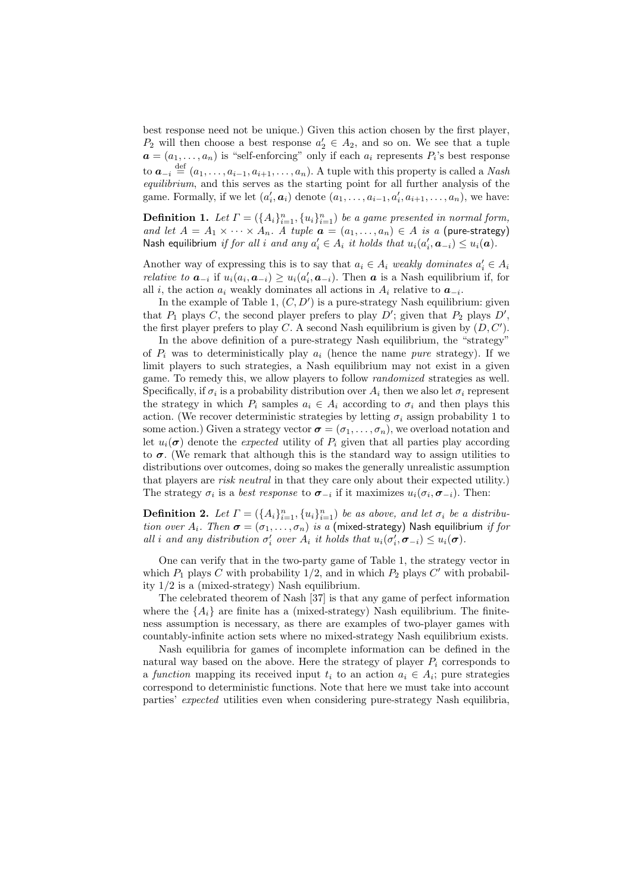best response need not be unique.) Given this action chosen by the first player, $P_2$ will then choose a best response $a_2' \in A_2$, and so on. We see that a tuple $\boldsymbol{a} = (a_1, \ldots, a_n)$ is "self-enforcing" only if each $a_i$ represents $P_i$'s best response to $\boldsymbol{a}_{-i} \stackrel{\text{def}}{=} (a_1, \ldots, a_{i-1}, a_{i+1}, \ldots, a_n)$. A tuple with this property is called a *Nash equilibrium*, and this serves as the starting point for all further analysis of the game. Formally, if we let $(a_i', \boldsymbol{a}_i)$ denote $(a_1, \ldots, a_{i-1}, a_i', a_{i+1}, \ldots, a_n)$, we have:

**Definition 1.** *Let $\Gamma = (\{A_i\}_{i=1}^n, \{u_i\}_{i=1}^n)$ be a game presented in normal form, and let $A = A_1 \times \cdots \times A_n$. A tuple $\boldsymbol{a} = (a_1, \ldots, a_n) \in A$ is a* (pure-strategy) Nash equilibrium *if for all $i$ and any $a_i' \in A_i$ it holds that $u_i(a_i', \boldsymbol{a}_{-i}) \leq u_i(\boldsymbol{a})$.*

Another way of expressing this is to say that $a_i \in A_i$ *weakly dominates* $a_i' \in A_i$ *relative to* $\boldsymbol{a}_{-i}$ if $u_i(a_i, \boldsymbol{a}_{-i}) \geq u_i(a_i', \boldsymbol{a}_{-i})$. Then $\boldsymbol{a}$ is a Nash equilibrium if, for all $i$, the action $a_i$ weakly dominates all actions in $A_i$ relative to $\boldsymbol{a}_{-i}$.

In the example of Table 1, $(C, D')$ is a pure-strategy Nash equilibrium: given that $P_1$ plays $C$, the second player prefers to play $D'$; given that $P_2$ plays $D'$, the first player prefers to play $C$. A second Nash equilibrium is given by $(D, C')$.

In the above definition of a pure-strategy Nash equilibrium, the "strategy" of $P_i$ was to deterministically play $a_i$ (hence the name *pure* strategy). If we limit players to such strategies, a Nash equilibrium may not exist in a given game. To remedy this, we allow players to follow *randomized* strategies as well. Specifically, if $\sigma_i$ is a probability distribution over $A_i$ then we also let $\sigma_i$ represent the strategy in which $P_i$ samples $a_i \in A_i$ according to $\sigma_i$ and then plays this action. (We recover deterministic strategies by letting $\sigma_i$ assign probability 1 to some action.) Given a strategy vector $\boldsymbol{\sigma} = (\sigma_1, \ldots, \sigma_n)$, we overload notation and let $u_i(\boldsymbol{\sigma})$ denote the *expected* utility of $P_i$ given that all parties play according to $\boldsymbol{\sigma}$. (We remark that although this is the standard way to assign utilities to distributions over outcomes, doing so makes the generally unrealistic assumption that players are *risk neutral* in that they care only about their expected utility.) The strategy $\sigma_i$ is a *best response* to $\boldsymbol{\sigma}_{-i}$ if it maximizes $u_i(\sigma_i, \boldsymbol{\sigma}_{-i})$. Then:

**Definition 2.** *Let $\Gamma = (\{A_i\}_{i=1}^n, \{u_i\}_{i=1}^n)$ be as above, and let $\sigma_i$ be a distribution over $A_i$. Then $\boldsymbol{\sigma} = (\sigma_1, \ldots, \sigma_n)$ is a* (mixed-strategy) Nash equilibrium *if for all $i$ and any distribution $\sigma_i'$ over $A_i$ it holds that $u_i(\sigma_i', \boldsymbol{\sigma}_{-i}) \leq u_i(\boldsymbol{\sigma})$.*

One can verify that in the two-party game of Table 1, the strategy vector in which $P_1$ plays $C$ with probability $1/2$, and in which $P_2$ plays $C'$ with probability $1/2$ is a (mixed-strategy) Nash equilibrium.

The celebrated theorem of Nash [37] is that any game of perfect information where the $\{A_i\}$ are finite has a (mixed-strategy) Nash equilibrium. The finiteness assumption is necessary, as there are examples of two-player games with countably-infinite action sets where no mixed-strategy Nash equilibrium exists.

Nash equilibria for games of incomplete information can be defined in the natural way based on the above. Here the strategy of player $P_i$ corresponds to a *function* mapping its received input $t_i$ to an action $a_i \in A_i$; pure strategies correspond to deterministic functions. Note that here we must take into account parties' *expected* utilities even when considering pure-strategy Nash equilibria,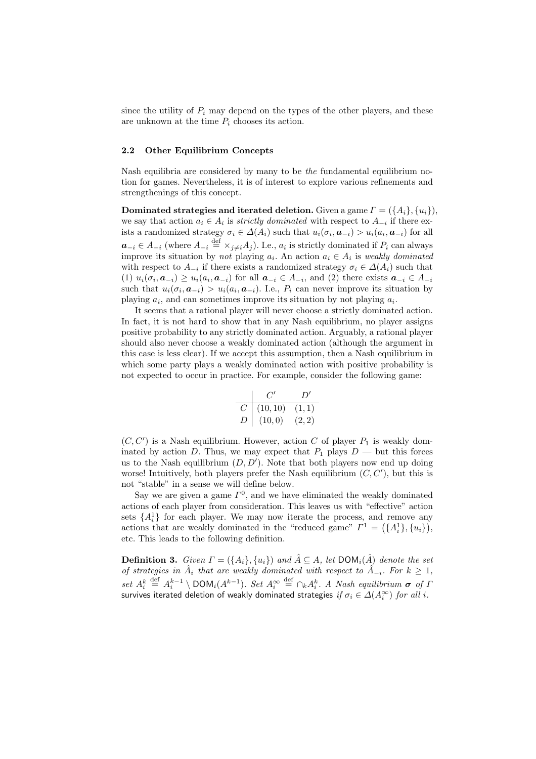since the utility of $P_i$ may depend on the types of the other players, and these are unknown at the time $P_i$ chooses its action.

### 2.2 Other Equilibrium Concepts

Nash equilibria are considered by many to be *the* fundamental equilibrium notion for games. Nevertheless, it is of interest to explore various refinements and strengthenings of this concept.

**Dominated strategies and iterated deletion.** Given a game $\Gamma = (\{A_i\}, \{u_i\})$, we say that action $a_i \in A_i$ is *strictly dominated* with respect to $A_{-i}$ if there exists a randomized strategy $\sigma_i \in \Delta(A_i)$ such that $u_i(\sigma_i, \boldsymbol{a}_{-i}) > u_i(a_i, \boldsymbol{a}_{-i})$ for all $\boldsymbol{a}_{-i} \in A_{-i}$ (where $A_{-i} \stackrel{\text{def}}{=} \times_{j \neq i} A_j$). I.e., $a_i$ is strictly dominated if $P_i$ can always improve its situation by *not* playing $a_i$. An action $a_i \in A_i$ is *weakly dominated* with respect to $A_{-i}$ if there exists a randomized strategy $\sigma_i \in \Delta(A_i)$ such that (1) $u_i(\sigma_i, \boldsymbol{a}_{-i}) \geq u_i(a_i, \boldsymbol{a}_{-i})$ for all $\boldsymbol{a}_{-i} \in A_{-i}$, and (2) there exists $\boldsymbol{a}_{-i} \in A_{-i}$ such that $u_i(\sigma_i, \boldsymbol{a}_{-i}) > u_i(a_i, \boldsymbol{a}_{-i})$. I.e., $P_i$ can never improve its situation by playing $a_i$, and can sometimes improve its situation by not playing $a_i$.

It seems that a rational player will never choose a strictly dominated action. In fact, it is not hard to show that in any Nash equilibrium, no player assigns positive probability to any strictly dominated action. Arguably, a rational player should also never choose a weakly dominated action (although the argument in this case is less clear). If we accept this assumption, then a Nash equilibrium in which some party plays a weakly dominated action with positive probability is not expected to occur in practice. For example, consider the following game:

| | $C'$ | $D'$ |
|---|---|---|
| $C$ | $(10, 10)$ | $(1, 1)$ |
| $D$ | $(10, 0)$ | $(2, 2)$ |

$(C, C')$ is a Nash equilibrium. However, action $C$ of player $P_1$ is weakly dominated by action $D$. Thus, we may expect that $P_1$ plays $D$ — but this forces us to the Nash equilibrium $(D, D')$. Note that both players now end up doing worse! Intuitively, both players prefer the Nash equilibrium $(C, C')$, but this is not "stable" in a sense we will define below.

Say we are given a game $\Gamma^0$, and we have eliminated the weakly dominated actions of each player from consideration. This leaves us with "effective" action sets $\{A_i^1\}$ for each player. We may now iterate the process, and remove any actions that are weakly dominated in the "reduced game" $\Gamma^1 = (\{A_i^1\}, \{u_i\})$, etc. This leads to the following definition.

**Definition 3.** *Given $\Gamma = (\{A_i\}, \{u_i\})$ and $\hat{A} \subseteq A$, let $\mathsf{DOM}_i(\hat{A})$ denote the set of strategies in $\hat{A}_i$ that are weakly dominated with respect to $\hat{A}_{-i}$. For $k \geq 1$, set $A_i^k \stackrel{\text{def}}{=} A_i^{k-1} \setminus \mathsf{DOM}_i(A^{k-1})$. Set $A_i^\infty \stackrel{\text{def}}{=} \cap_k A_i^k$. A Nash equilibrium $\boldsymbol{\sigma}$ of $\Gamma$* survives iterated deletion of weakly dominated strategies *if $\sigma_i \in \Delta(A_i^\infty)$ for all $i$.*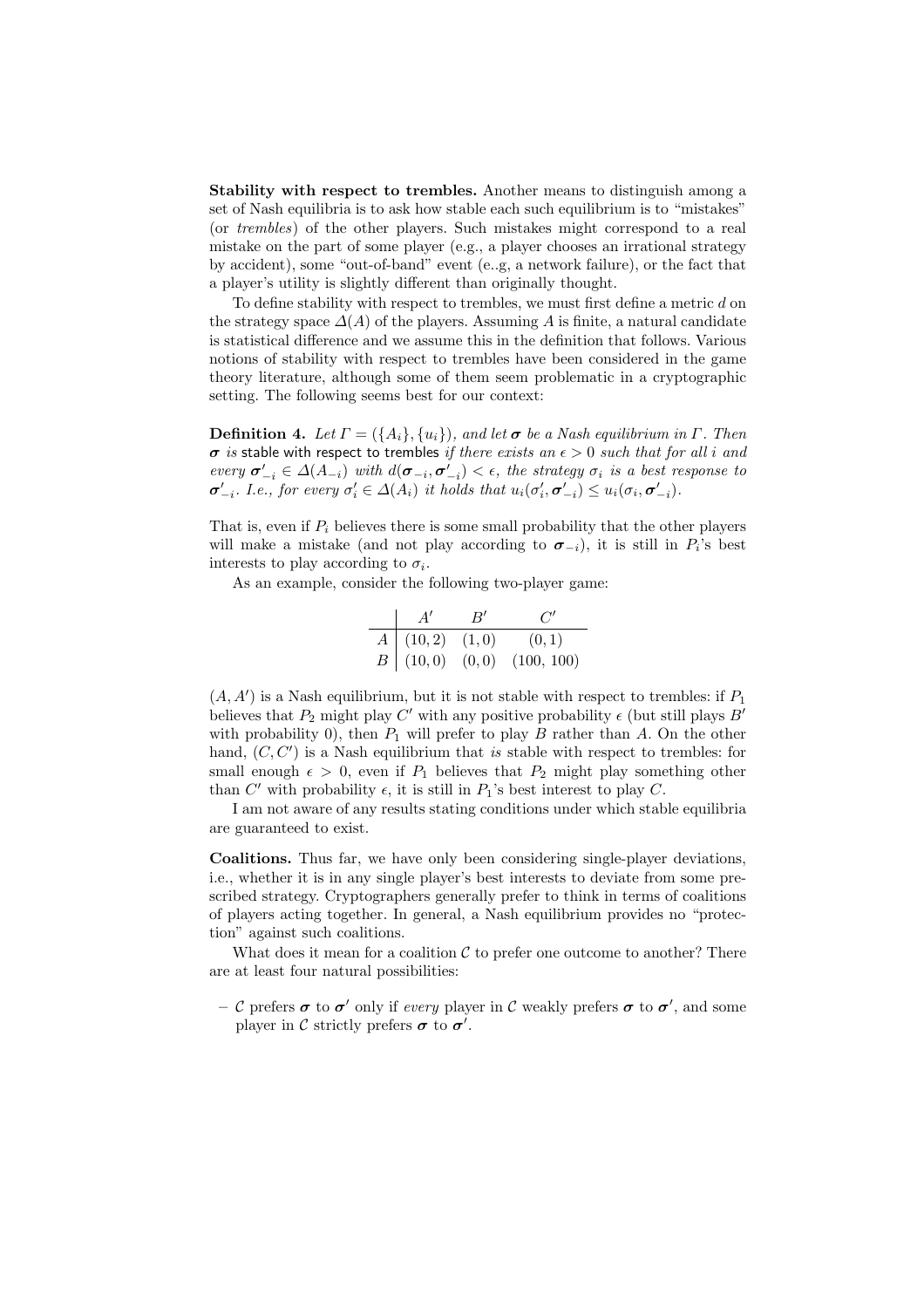**Stability with respect to trembles.** Another means to distinguish among a set of Nash equilibria is to ask how stable each such equilibrium is to "mistakes" (or *trembles*) of the other players. Such mistakes might correspond to a real mistake on the part of some player (e.g., a player chooses an irrational strategy by accident), some "out-of-band" event (e..g, a network failure), or the fact that a player's utility is slightly different than originally thought.

To define stability with respect to trembles, we must first define a metric $d$ on the strategy space $\Delta(A)$ of the players. Assuming $A$ is finite, a natural candidate is statistical difference and we assume this in the definition that follows. Various notions of stability with respect to trembles have been considered in the game theory literature, although some of them seem problematic in a cryptographic setting. The following seems best for our context:

**Definition 4.** *Let $\Gamma = (\{A_i\}, \{u_i\})$, and let $\boldsymbol{\sigma}$ be a Nash equilibrium in $\Gamma$. Then $\boldsymbol{\sigma}$ is* stable with respect to trembles *if there exists an $\epsilon > 0$ such that for all $i$ and every $\boldsymbol{\sigma}'_{-i} \in \Delta(A_{-i})$ with $d(\boldsymbol{\sigma}_{-i}, \boldsymbol{\sigma}'_{-i}) < \epsilon$, the strategy $\sigma_i$ is a best response to $\boldsymbol{\sigma}'_{-i}$. I.e., for every $\sigma'_i \in \Delta(A_i)$ it holds that $u_i(\sigma'_i, \boldsymbol{\sigma}'_{-i}) \leq u_i(\sigma_i, \boldsymbol{\sigma}'_{-i})$.*

That is, even if $P_i$ believes there is some small probability that the other players will make a mistake (and not play according to $\boldsymbol{\sigma}_{-i}$), it is still in $P_i$'s best interests to play according to $\sigma_i$.

As an example, consider the following two-player game:

| | $A'$ | $B'$ | $C'$ |
|---|---|---|---|
| $A$ | $(10, 2)$ | $(1, 0)$ | $(0, 1)$ |
| $B$ | $(10, 0)$ | $(0, 0)$ | $(100, 100)$ |

$(A, A')$ is a Nash equilibrium, but it is not stable with respect to trembles: if $P_1$ believes that $P_2$ might play $C'$ with any positive probability $\epsilon$ (but still plays $B'$ with probability 0), then $P_1$ will prefer to play $B$ rather than $A$. On the other hand, $(C, C')$ is a Nash equilibrium that *is* stable with respect to trembles: for small enough $\epsilon > 0$, even if $P_1$ believes that $P_2$ might play something other than $C'$ with probability $\epsilon$, it is still in $P_1$'s best interest to play $C$.

I am not aware of any results stating conditions under which stable equilibria are guaranteed to exist.

**Coalitions.** Thus far, we have only been considering single-player deviations, i.e., whether it is in any single player's best interests to deviate from some prescribed strategy. Cryptographers generally prefer to think in terms of coalitions of players acting together. In general, a Nash equilibrium provides no "protection" against such coalitions.

What does it mean for a coalition $\mathcal{C}$ to prefer one outcome to another? There are at least four natural possibilities:

- $\mathcal{C}$ prefers $\boldsymbol{\sigma}$ to $\boldsymbol{\sigma}'$ only if *every* player in $\mathcal{C}$ weakly prefers $\boldsymbol{\sigma}$ to $\boldsymbol{\sigma}'$, and some player in $\mathcal{C}$ strictly prefers $\boldsymbol{\sigma}$ to $\boldsymbol{\sigma}'$.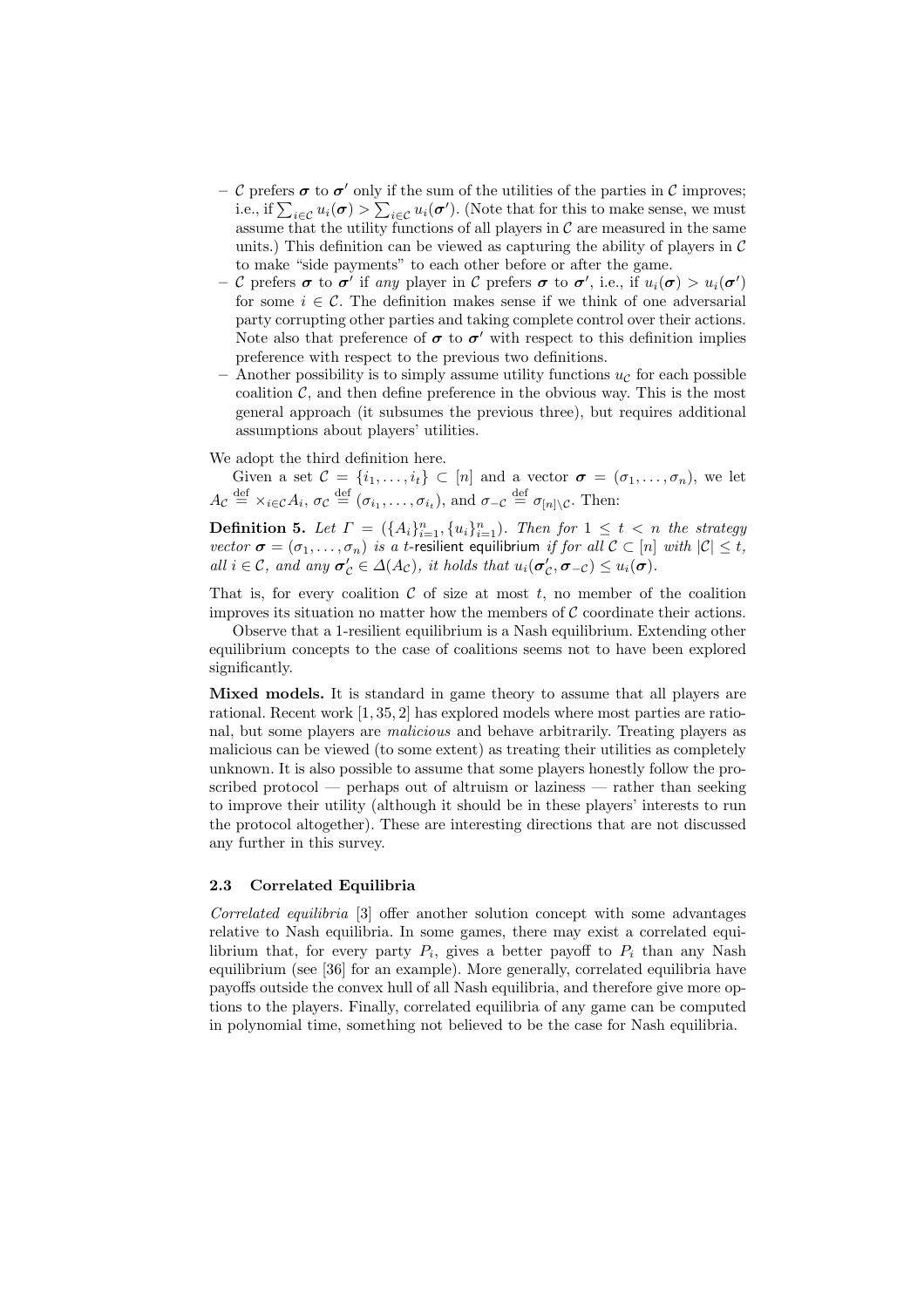- $\mathcal{C}$ prefers $\boldsymbol{\sigma}$ to $\boldsymbol{\sigma}'$ only if the sum of the utilities of the parties in $\mathcal{C}$ improves; i.e., if $\sum_{i \in \mathcal{C}} u_i(\boldsymbol{\sigma}) > \sum_{i \in \mathcal{C}} u_i(\boldsymbol{\sigma}')$. (Note that for this to make sense, we must assume that the utility functions of all players in $\mathcal{C}$ are measured in the same units.) This definition can be viewed as capturing the ability of players in $\mathcal{C}$ to make "side payments" to each other before or after the game.
- $\mathcal{C}$ prefers $\boldsymbol{\sigma}$ to $\boldsymbol{\sigma}'$ if *any* player in $\mathcal{C}$ prefers $\boldsymbol{\sigma}$ to $\boldsymbol{\sigma}'$, i.e., if $u_i(\boldsymbol{\sigma}) > u_i(\boldsymbol{\sigma}')$ for some $i \in \mathcal{C}$. The definition makes sense if we think of one adversarial party corrupting other parties and taking complete control over their actions. Note also that preference of $\boldsymbol{\sigma}$ to $\boldsymbol{\sigma}'$ with respect to this definition implies preference with respect to the previous two definitions.
- Another possibility is to simply assume utility functions $u_{\mathcal{C}}$ for each possible coalition $\mathcal{C}$, and then define preference in the obvious way. This is the most general approach (it subsumes the previous three), but requires additional assumptions about players' utilities.

We adopt the third definition here.

Given a set $\mathcal{C} = \{i_1, \ldots, i_t\} \subset [n]$ and a vector $\boldsymbol{\sigma} = (\sigma_1, \ldots, \sigma_n)$, we let $A_{\mathcal{C}} \stackrel{\text{def}}{=} \times_{i \in \mathcal{C}} A_i$, $\sigma_{\mathcal{C}} \stackrel{\text{def}}{=} (\sigma_{i_1}, \ldots, \sigma_{i_t})$, and $\sigma_{-\mathcal{C}} \stackrel{\text{def}}{=} \sigma_{[n] \setminus \mathcal{C}}$. Then:

**Definition 5.** *Let $\Gamma = (\{A_i\}_{i=1}^n, \{u_i\}_{i=1}^n)$. Then for $1 \leq t < n$ the strategy vector $\boldsymbol{\sigma} = (\sigma_1, \ldots, \sigma_n)$ is a $t$-resilient equilibrium if for all $\mathcal{C} \subset [n]$ with $|\mathcal{C}| \leq t$, all $i \in \mathcal{C}$, and any $\boldsymbol{\sigma}'_{\mathcal{C}} \in \Delta(A_{\mathcal{C}})$, it holds that $u_i(\boldsymbol{\sigma}'_{\mathcal{C}}, \boldsymbol{\sigma}_{-\mathcal{C}}) \leq u_i(\boldsymbol{\sigma})$.*

That is, for every coalition $\mathcal{C}$ of size at most $t$, no member of the coalition improves its situation no matter how the members of $\mathcal{C}$ coordinate their actions.

Observe that a 1-resilient equilibrium is a Nash equilibrium. Extending other equilibrium concepts to the case of coalitions seems not to have been explored significantly.

**Mixed models.** It is standard in game theory to assume that all players are rational. Recent work [1, 35, 2] has explored models where most parties are rational, but some players are *malicious* and behave arbitrarily. Treating players as malicious can be viewed (to some extent) as treating their utilities as completely unknown. It is also possible to assume that some players honestly follow the proscribed protocol — perhaps out of altruism or laziness — rather than seeking to improve their utility (although it should be in these players' interests to run the protocol altogether). These are interesting directions that are not discussed any further in this survey.

### 2.3 Correlated Equilibria

*Correlated equilibria* [3] offer another solution concept with some advantages relative to Nash equilibria. In some games, there may exist a correlated equilibrium that, for every party $P_i$, gives a better payoff to $P_i$ than any Nash equilibrium (see [36] for an example). More generally, correlated equilibria have payoffs outside the convex hull of all Nash equilibria, and therefore give more options to the players. Finally, correlated equilibria of any game can be computed in polynomial time, something not believed to be the case for Nash equilibria.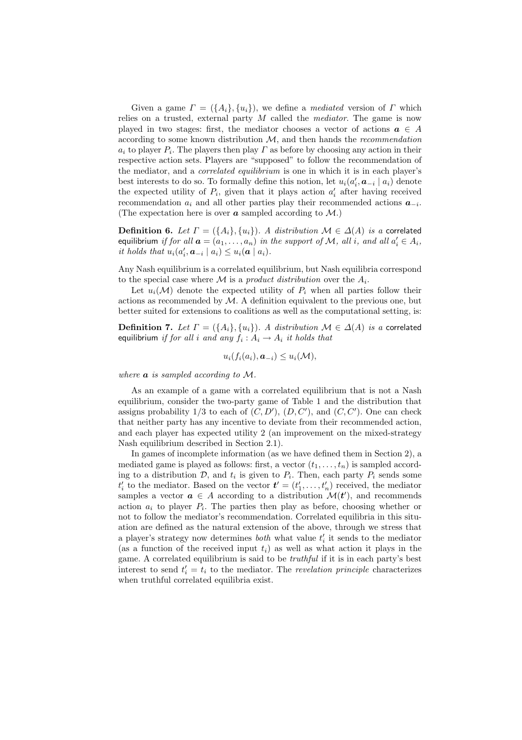Given a game $\Gamma = (\{A_i\}, \{u_i\})$, we define a *mediated* version of $\Gamma$ which relies on a trusted, external party $M$ called the *mediator*. The game is now played in two stages: first, the mediator chooses a vector of actions $\boldsymbol{a} \in A$ according to some known distribution $\mathcal{M}$, and then hands the *recommendation* $a_i$ to player $P_i$. The players then play $\Gamma$ as before by choosing any action in their respective action sets. Players are "supposed" to follow the recommendation of the mediator, and a *correlated equilibrium* is one in which it is in each player's best interests to do so. To formally define this notion, let $u_i(a'_i, \boldsymbol{a}_{-i} \mid a_i)$ denote the expected utility of $P_i$, given that it plays action $a'_i$ after having received recommendation $a_i$ and all other parties play their recommended actions $\boldsymbol{a}_{-i}$. (The expectation here is over $\boldsymbol{a}$ sampled according to $\mathcal{M}$.)

**Definition 6.** *Let $\Gamma = (\{A_i\}, \{u_i\})$. A distribution $\mathcal{M} \in \Delta(A)$ is a* correlated equilibrium *if for all $\boldsymbol{a} = (a_1, \ldots, a_n)$ in the support of $\mathcal{M}$, all $i$, and all $a'_i \in A_i$, it holds that $u_i(a'_i, \boldsymbol{a}_{-i} \mid a_i) \leq u_i(\boldsymbol{a} \mid a_i)$.*

Any Nash equilibrium is a correlated equilibrium, but Nash equilibria correspond to the special case where $\mathcal{M}$ is a *product distribution* over the $A_i$.

Let $u_i(\mathcal{M})$ denote the expected utility of $P_i$ when all parties follow their actions as recommended by $\mathcal{M}$. A definition equivalent to the previous one, but better suited for extensions to coalitions as well as the computational setting, is:

**Definition 7.** *Let $\Gamma = (\{A_i\}, \{u_i\})$. A distribution $\mathcal{M} \in \Delta(A)$ is a* correlated equilibrium *if for all $i$ and any $f_i : A_i \to A_i$ it holds that*

$$u_i(f_i(a_i), \boldsymbol{a}_{-i}) \leq u_i(\mathcal{M}),$$

*where $\boldsymbol{a}$ is sampled according to $\mathcal{M}$.*

As an example of a game with a correlated equilibrium that is not a Nash equilibrium, consider the two-party game of Table 1 and the distribution that assigns probability 1/3 to each of $(C, D')$, $(D, C')$, and $(C, C')$. One can check that neither party has any incentive to deviate from their recommended action, and each player has expected utility 2 (an improvement on the mixed-strategy Nash equilibrium described in Section 2.1).

In games of incomplete information (as we have defined them in Section 2), a mediated game is played as follows: first, a vector $(t_1, \ldots, t_n)$ is sampled according to a distribution $\mathcal{D}$, and $t_i$ is given to $P_i$. Then, each party $P_i$ sends some $t'_i$ to the mediator. Based on the vector $\boldsymbol{t}' = (t'_1, \ldots, t'_n)$ received, the mediator samples a vector $\boldsymbol{a} \in A$ according to a distribution $\mathcal{M}(\boldsymbol{t}')$, and recommends action $a_i$ to player $P_i$. The parties then play as before, choosing whether or not to follow the mediator's recommendation. Correlated equilibria in this situation are defined as the natural extension of the above, through we stress that a player's strategy now determines *both* what value $t'_i$ it sends to the mediator (as a function of the received input $t_i$) as well as what action it plays in the game. A correlated equilibrium is said to be *truthful* if it is in each party's best interest to send $t'_i = t_i$ to the mediator. The *revelation principle* characterizes when truthful correlated equilibria exist.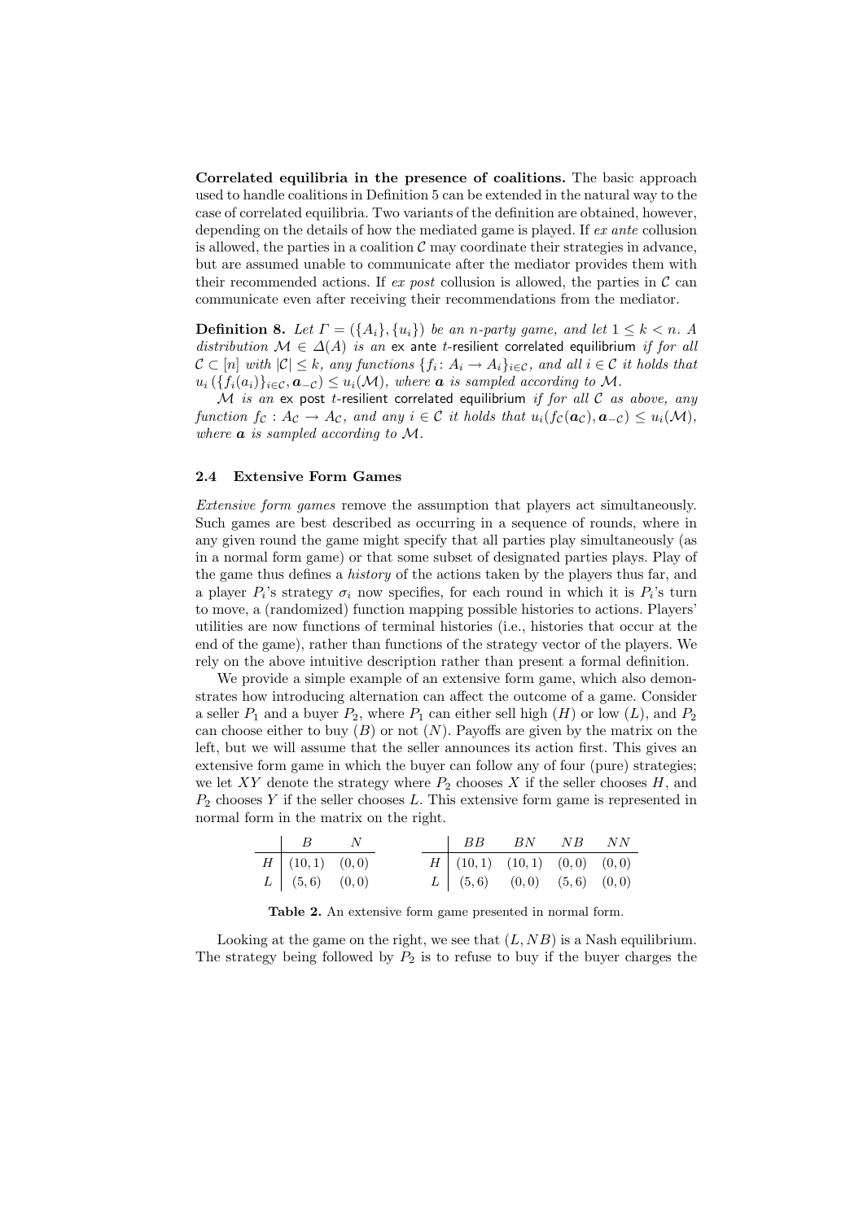**Correlated equilibria in the presence of coalitions.** The basic approach used to handle coalitions in Definition 5 can be extended in the natural way to the case of correlated equilibria. Two variants of the definition are obtained, however, depending on the details of how the mediated game is played. If *ex ante* collusion is allowed, the parties in a coalition $\mathcal{C}$ may coordinate their strategies in advance, but are assumed unable to communicate after the mediator provides them with their recommended actions. If *ex post* collusion is allowed, the parties in $\mathcal{C}$ can communicate even after receiving their recommendations from the mediator.

**Definition 8.** *Let $\Gamma = (\{A_i\}, \{u_i\})$ be an $n$-party game, and let $1 \leq k < n$. A distribution $\mathcal{M} \in \Delta(A)$ is an* ex ante $t$-resilient correlated equilibrium *if for all $\mathcal{C} \subset [n]$ with $|\mathcal{C}| \leq k$, any functions $\{f_i : A_i \to A_i\}_{i \in \mathcal{C}}$, and all $i \in \mathcal{C}$ it holds that $u_i(\{f_i(a_i)\}_{i\in\mathcal{C}}, \boldsymbol{a}_{-\mathcal{C}}) \leq u_i(\mathcal{M})$, where $\boldsymbol{a}$ is sampled according to $\mathcal{M}$.*

*$\mathcal{M}$ is an* ex post $t$-resilient correlated equilibrium *if for all $\mathcal{C}$ as above, any function $f_\mathcal{C} : A_\mathcal{C} \to A_\mathcal{C}$, and any $i \in \mathcal{C}$ it holds that $u_i(f_\mathcal{C}(\boldsymbol{a}_\mathcal{C}), \boldsymbol{a}_{-\mathcal{C}}) \leq u_i(\mathcal{M})$, where $\boldsymbol{a}$ is sampled according to $\mathcal{M}$.*

### 2.4 Extensive Form Games

*Extensive form games* remove the assumption that players act simultaneously. Such games are best described as occurring in a sequence of rounds, where in any given round the game might specify that all parties play simultaneously (as in a normal form game) or that some subset of designated parties plays. Play of the game thus defines a *history* of the actions taken by the players thus far, and a player $P_i$'s strategy $\sigma_i$ now specifies, for each round in which it is $P_i$'s turn to move, a (randomized) function mapping possible histories to actions. Players' utilities are now functions of terminal histories (i.e., histories that occur at the end of the game), rather than functions of the strategy vector of the players. We rely on the above intuitive description rather than present a formal definition.

We provide a simple example of an extensive form game, which also demonstrates how introducing alternation can affect the outcome of a game. Consider a seller $P_1$ and a buyer $P_2$, where $P_1$ can either sell high ($H$) or low ($L$), and $P_2$ can choose either to buy ($B$) or not ($N$). Payoffs are given by the matrix on the left, but we will assume that the seller announces its action first. This gives an extensive form game in which the buyer can follow any of four (pure) strategies; we let $XY$ denote the strategy where $P_2$ chooses $X$ if the seller chooses $H$, and $P_2$ chooses $Y$ if the seller chooses $L$. This extensive form game is represented in normal form in the matrix on the right.

| | $B$ | $N$ |
|---|---|---|
| $H$ | $(10, 1)$ | $(0, 0)$ |
| $L$ | $(5, 6)$ | $(0, 0)$ |

| | $BB$ | $BN$ | $NB$ | $NN$ |
|---|---|---|---|---|
| $H$ | $(10, 1)$ | $(10, 1)$ | $(0, 0)$ | $(0, 0)$ |
| $L$ | $(5, 6)$ | $(0, 0)$ | $(5, 6)$ | $(0, 0)$ |

**Table 2.** An extensive form game presented in normal form.

Looking at the game on the right, we see that $(L, NB)$ is a Nash equilibrium. The strategy being followed by $P_2$ is to refuse to buy if the buyer charges the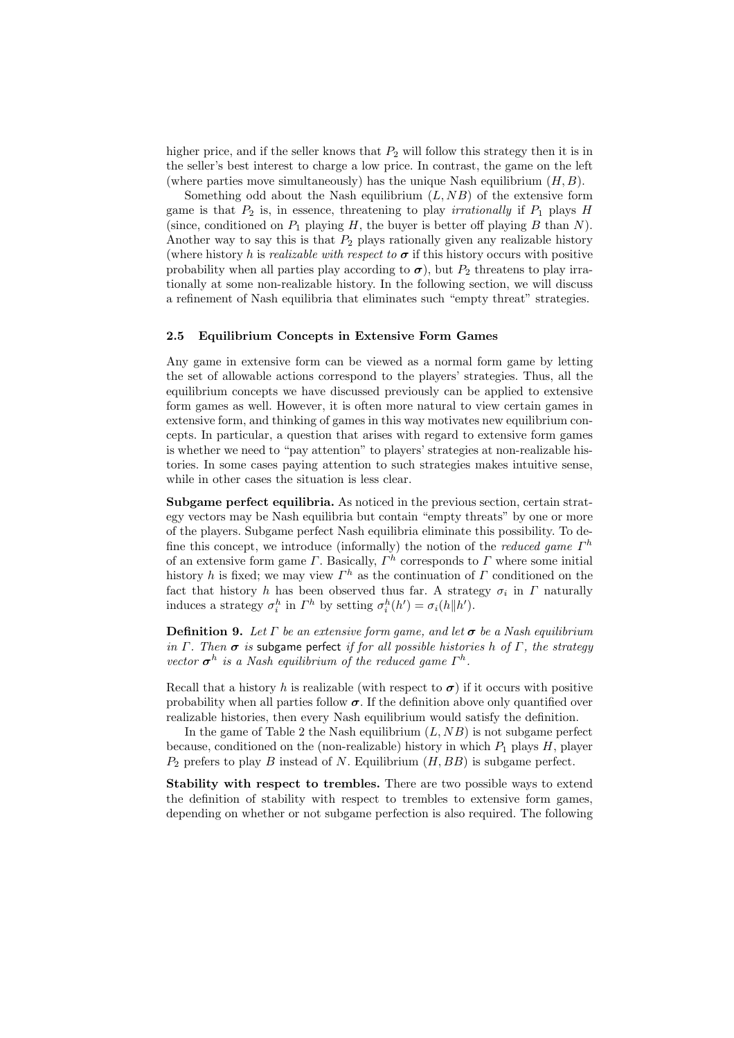higher price, and if the seller knows that $P_2$ will follow this strategy then it is in the seller's best interest to charge a low price. In contrast, the game on the left (where parties move simultaneously) has the unique Nash equilibrium $(H, B)$.

Something odd about the Nash equilibrium $(L, NB)$ of the extensive form game is that $P_2$ is, in essence, threatening to play *irrationally* if $P_1$ plays $H$ (since, conditioned on $P_1$ playing $H$, the buyer is better off playing $B$ than $N$). Another way to say this is that $P_2$ plays rationally given any realizable history (where history $h$ is *realizable with respect to* $\boldsymbol{\sigma}$ if this history occurs with positive probability when all parties play according to $\boldsymbol{\sigma}$), but $P_2$ threatens to play irrationally at some non-realizable history. In the following section, we will discuss a refinement of Nash equilibria that eliminates such "empty threat" strategies.

### 2.5 Equilibrium Concepts in Extensive Form Games

Any game in extensive form can be viewed as a normal form game by letting the set of allowable actions correspond to the players' strategies. Thus, all the equilibrium concepts we have discussed previously can be applied to extensive form games as well. However, it is often more natural to view certain games in extensive form, and thinking of games in this way motivates new equilibrium concepts. In particular, a question that arises with regard to extensive form games is whether we need to "pay attention" to players' strategies at non-realizable histories. In some cases paying attention to such strategies makes intuitive sense, while in other cases the situation is less clear.

**Subgame perfect equilibria.** As noticed in the previous section, certain strategy vectors may be Nash equilibria but contain "empty threats" by one or more of the players. Subgame perfect Nash equilibria eliminate this possibility. To define this concept, we introduce (informally) the notion of the *reduced game* $\Gamma^h$ of an extensive form game $\Gamma$. Basically, $\Gamma^h$ corresponds to $\Gamma$ where some initial history $h$ is fixed; we may view $\Gamma^h$ as the continuation of $\Gamma$ conditioned on the fact that history $h$ has been observed thus far. A strategy $\sigma_i$ in $\Gamma$ naturally induces a strategy $\sigma_i^h$ in $\Gamma^h$ by setting $\sigma_i^h(h') = \sigma_i(h \| h')$.

**Definition 9.** *Let $\Gamma$ be an extensive form game, and let $\boldsymbol{\sigma}$ be a Nash equilibrium in $\Gamma$. Then $\boldsymbol{\sigma}$ is* subgame perfect *if for all possible histories $h$ of $\Gamma$, the strategy vector $\boldsymbol{\sigma}^h$ is a Nash equilibrium of the reduced game $\Gamma^h$.*

Recall that a history $h$ is realizable (with respect to $\boldsymbol{\sigma}$) if it occurs with positive probability when all parties follow $\boldsymbol{\sigma}$. If the definition above only quantified over realizable histories, then every Nash equilibrium would satisfy the definition.

In the game of Table 2 the Nash equilibrium $(L, NB)$ is not subgame perfect because, conditioned on the (non-realizable) history in which $P_1$ plays $H$, player $P_2$ prefers to play $B$ instead of $N$. Equilibrium $(H, BB)$ is subgame perfect.

**Stability with respect to trembles.** There are two possible ways to extend the definition of stability with respect to trembles to extensive form games, depending on whether or not subgame perfection is also required. The following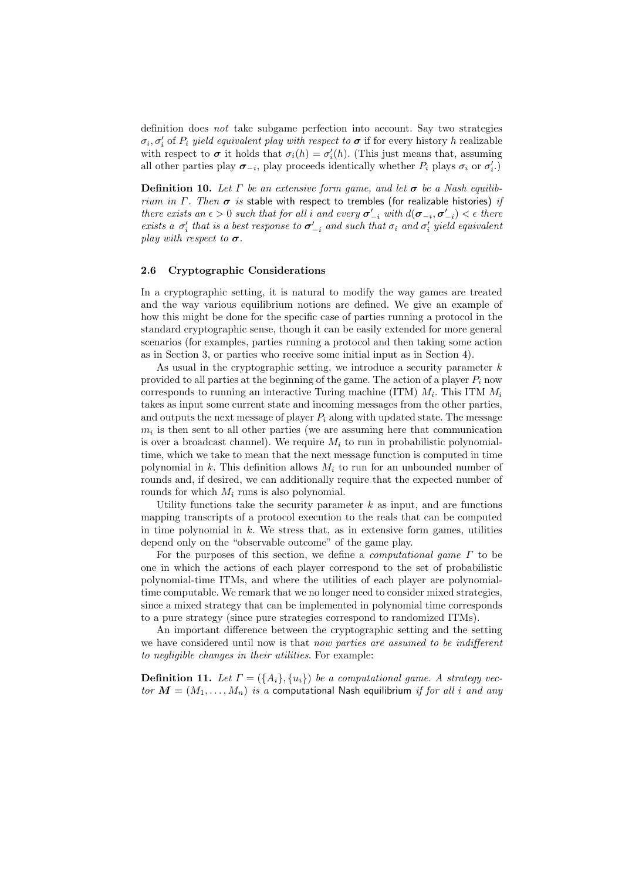definition does *not* take subgame perfection into account. Say two strategies $\sigma_i, \sigma_i'$ of $P_i$ *yield equivalent play with respect to* $\boldsymbol{\sigma}$ if for every history $h$ realizable with respect to $\boldsymbol{\sigma}$ it holds that $\sigma_i(h) = \sigma_i'(h)$. (This just means that, assuming all other parties play $\boldsymbol{\sigma}_{-i}$, play proceeds identically whether $P_i$ plays $\sigma_i$ or $\sigma_i'$.)

**Definition 10.** *Let $\Gamma$ be an extensive form game, and let $\boldsymbol{\sigma}$ be a Nash equilibrium in $\Gamma$. Then $\boldsymbol{\sigma}$ is* stable with respect to trembles (for realizable histories) *if there exists an $\epsilon > 0$ such that for all $i$ and every $\boldsymbol{\sigma}'_{-i}$ with $d(\boldsymbol{\sigma}_{-i}, \boldsymbol{\sigma}'_{-i}) < \epsilon$ there exists a $\sigma_i'$ that is a best response to $\boldsymbol{\sigma}'_{-i}$ and such that $\sigma_i$ and $\sigma_i'$ yield equivalent play with respect to $\boldsymbol{\sigma}$.*

### 2.6 Cryptographic Considerations

In a cryptographic setting, it is natural to modify the way games are treated and the way various equilibrium notions are defined. We give an example of how this might be done for the specific case of parties running a protocol in the standard cryptographic sense, though it can be easily extended for more general scenarios (for examples, parties running a protocol and then taking some action as in Section 3, or parties who receive some initial input as in Section 4).

As usual in the cryptographic setting, we introduce a security parameter $k$ provided to all parties at the beginning of the game. The action of a player $P_i$ now corresponds to running an interactive Turing machine (ITM) $M_i$. This ITM $M_i$ takes as input some current state and incoming messages from the other parties, and outputs the next message of player $P_i$ along with updated state. The message $m_i$ is then sent to all other parties (we are assuming here that communication is over a broadcast channel). We require $M_i$ to run in probabilistic polynomial-time, which we take to mean that the next message function is computed in time polynomial in $k$. This definition allows $M_i$ to run for an unbounded number of rounds and, if desired, we can additionally require that the expected number of rounds for which $M_i$ runs is also polynomial.

Utility functions take the security parameter $k$ as input, and are functions mapping transcripts of a protocol execution to the reals that can be computed in time polynomial in $k$. We stress that, as in extensive form games, utilities depend only on the "observable outcome" of the game play.

For the purposes of this section, we define a *computational game* $\Gamma$ to be one in which the actions of each player correspond to the set of probabilistic polynomial-time ITMs, and where the utilities of each player are polynomial-time computable. We remark that we no longer need to consider mixed strategies, since a mixed strategy that can be implemented in polynomial time corresponds to a pure strategy (since pure strategies correspond to randomized ITMs).

An important difference between the cryptographic setting and the setting we have considered until now is that *now parties are assumed to be indifferent to negligible changes in their utilities*. For example:

**Definition 11.** *Let $\Gamma = (\{A_i\}, \{u_i\})$ be a computational game. A strategy vector $\boldsymbol{M} = (M_1, \ldots, M_n)$ is a* computational Nash equilibrium *if for all $i$ and any*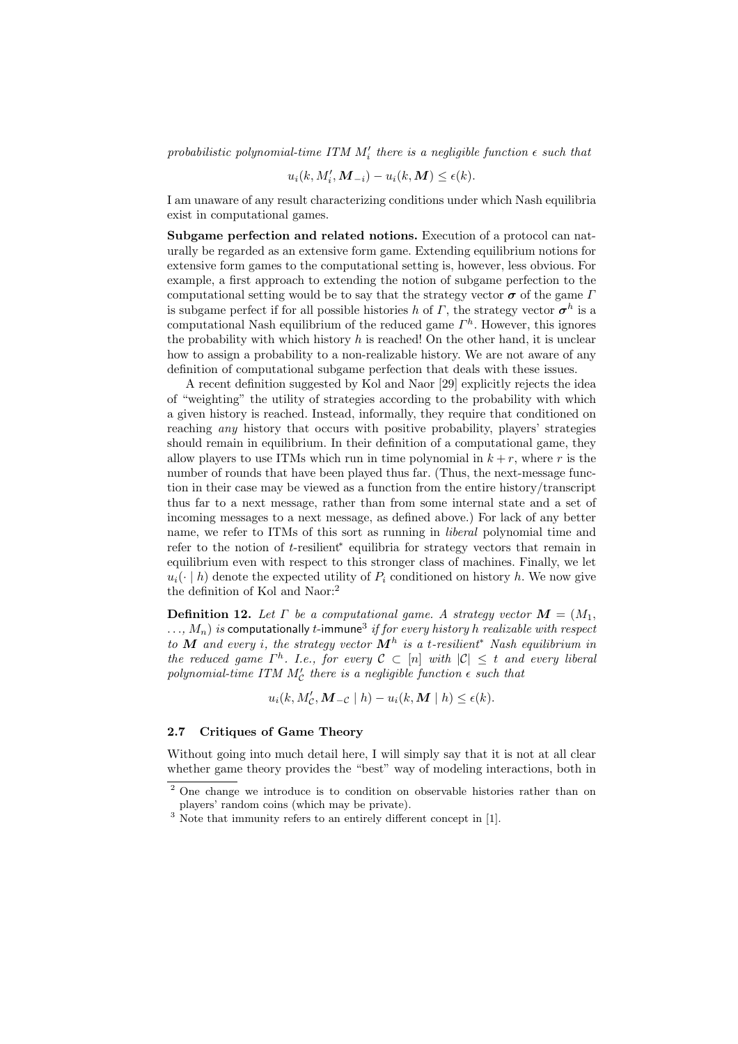*probabilistic polynomial-time ITM $M'_i$ there is a negligible function $\epsilon$ such that*

$$u_i(k, M'_i, \boldsymbol{M}_{-i}) - u_i(k, \boldsymbol{M}) \leq \epsilon(k).$$

I am unaware of any result characterizing conditions under which Nash equilibria exist in computational games.

**Subgame perfection and related notions.** Execution of a protocol can naturally be regarded as an extensive form game. Extending equilibrium notions for extensive form games to the computational setting is, however, less obvious. For example, a first approach to extending the notion of subgame perfection to the computational setting would be to say that the strategy vector $\boldsymbol{\sigma}$ of the game $\Gamma$ is subgame perfect if for all possible histories $h$ of $\Gamma$, the strategy vector $\boldsymbol{\sigma}^h$ is a computational Nash equilibrium of the reduced game $\Gamma^h$. However, this ignores the probability with which history $h$ is reached! On the other hand, it is unclear how to assign a probability to a non-realizable history. We are not aware of any definition of computational subgame perfection that deals with these issues.

A recent definition suggested by Kol and Naor [29] explicitly rejects the idea of "weighting" the utility of strategies according to the probability with which a given history is reached. Instead, informally, they require that conditioned on reaching *any* history that occurs with positive probability, players' strategies should remain in equilibrium. In their definition of a computational game, they allow players to use ITMs which run in time polynomial in $k + r$, where $r$ is the number of rounds that have been played thus far. (Thus, the next-message function in their case may be viewed as a function from the entire history/transcript thus far to a next message, rather than from some internal state and a set of incoming messages to a next message, as defined above.) For lack of any better name, we refer to ITMs of this sort as running in *liberal* polynomial time and refer to the notion of $t$-resilient* equilibria for strategy vectors that remain in equilibrium even with respect to this stronger class of machines. Finally, we let $u_i(\cdot \mid h)$ denote the expected utility of $P_i$ conditioned on history $h$. We now give the definition of Kol and Naor:[2]

**Definition 12.** *Let $\Gamma$ be a computational game. A strategy vector $\boldsymbol{M} = (M_1, \ldots, M_n)$ is* computationally $t$-immune[3] *if for every history $h$ realizable with respect to $\boldsymbol{M}$ and every $i$, the strategy vector $\boldsymbol{M}^h$ is a $t$-resilient* Nash equilibrium in the reduced game $\Gamma^h$. I.e., for every $\mathcal{C} \subset [n]$ with $|\mathcal{C}| \leq t$ and every liberal polynomial-time ITM $M'_{\mathcal{C}}$ there is a negligible function $\epsilon$ such that*

$$u_i(k, M'_{\mathcal{C}}, \boldsymbol{M}_{-\mathcal{C}} \mid h) - u_i(k, \boldsymbol{M} \mid h) \leq \epsilon(k).$$

### 2.7 Critiques of Game Theory

Without going into much detail here, I will simply say that it is not at all clear whether game theory provides the "best" way of modeling interactions, both in

[2] One change we introduce is to condition on observable histories rather than on players' random coins (which may be private).

[3] Note that immunity refers to an entirely different concept in [1].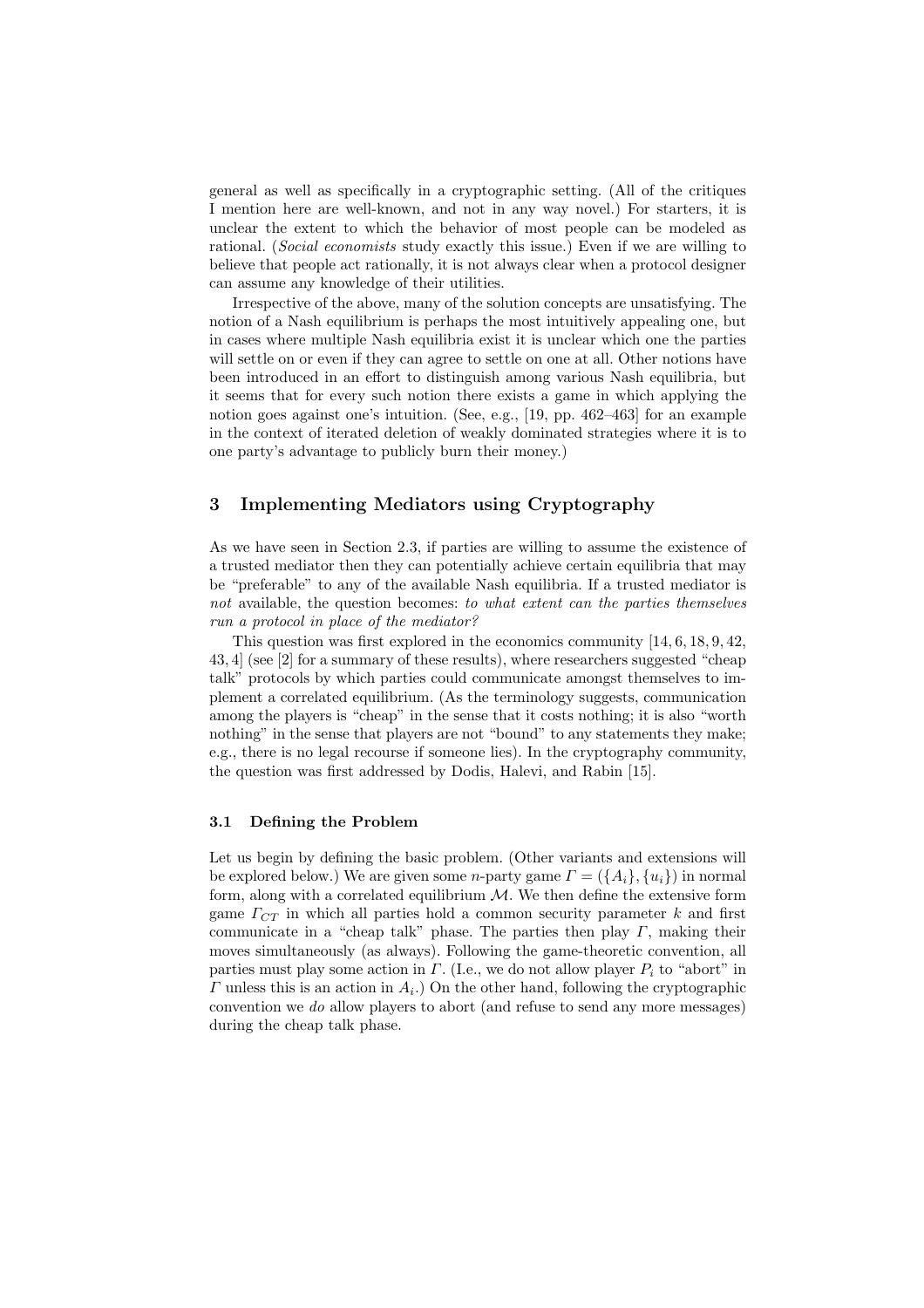general as well as specifically in a cryptographic setting. (All of the critiques I mention here are well-known, and not in any way novel.) For starters, it is unclear the extent to which the behavior of most people can be modeled as rational. (*Social economists* study exactly this issue.) Even if we are willing to believe that people act rationally, it is not always clear when a protocol designer can assume any knowledge of their utilities.

Irrespective of the above, many of the solution concepts are unsatisfying. The notion of a Nash equilibrium is perhaps the most intuitively appealing one, but in cases where multiple Nash equilibria exist it is unclear which one the parties will settle on or even if they can agree to settle on one at all. Other notions have been introduced in an effort to distinguish among various Nash equilibria, but it seems that for every such notion there exists a game in which applying the notion goes against one's intuition. (See, e.g., [19, pp. 462–463] for an example in the context of iterated deletion of weakly dominated strategies where it is to one party's advantage to publicly burn their money.)

## 3 Implementing Mediators using Cryptography

As we have seen in Section 2.3, if parties are willing to assume the existence of a trusted mediator then they can potentially achieve certain equilibria that may be "preferable" to any of the available Nash equilibria. If a trusted mediator is *not* available, the question becomes: *to what extent can the parties themselves run a protocol in place of the mediator?*

This question was first explored in the economics community [14, 6, 18, 9, 42, 43, 4] (see [2] for a summary of these results), where researchers suggested "cheap talk" protocols by which parties could communicate amongst themselves to implement a correlated equilibrium. (As the terminology suggests, communication among the players is "cheap" in the sense that it costs nothing; it is also "worth nothing" in the sense that players are not "bound" to any statements they make; e.g., there is no legal recourse if someone lies). In the cryptography community, the question was first addressed by Dodis, Halevi, and Rabin [15].

### 3.1 Defining the Problem

Let us begin by defining the basic problem. (Other variants and extensions will be explored below.) We are given some $n$-party game $\Gamma = (\{A_i\}, \{u_i\})$ in normal form, along with a correlated equilibrium $\mathcal{M}$. We then define the extensive form game $\Gamma_{CT}$ in which all parties hold a common security parameter $k$ and first communicate in a "cheap talk" phase. The parties then play $\Gamma$, making their moves simultaneously (as always). Following the game-theoretic convention, all parties must play some action in $\Gamma$. (I.e., we do not allow player $P_i$ to "abort" in $\Gamma$ unless this is an action in $A_i$.) On the other hand, following the cryptographic convention we *do* allow players to abort (and refuse to send any more messages) during the cheap talk phase.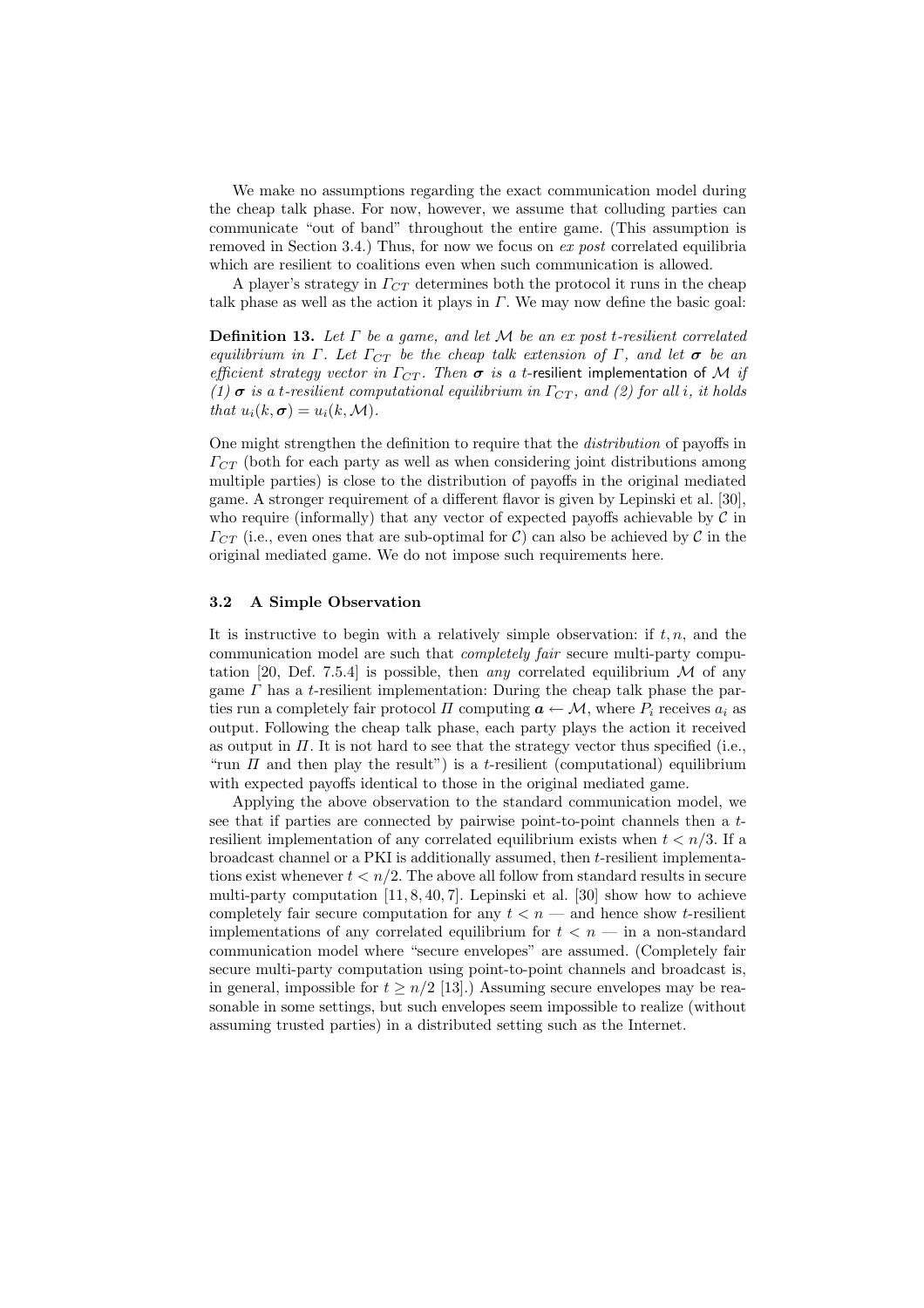We make no assumptions regarding the exact communication model during the cheap talk phase. For now, however, we assume that colluding parties can communicate "out of band" throughout the entire game. (This assumption is removed in Section 3.4.) Thus, for now we focus on *ex post* correlated equilibria which are resilient to coalitions even when such communication is allowed.

A player's strategy in $\Gamma_{CT}$ determines both the protocol it runs in the cheap talk phase as well as the action it plays in $\Gamma$. We may now define the basic goal:

**Definition 13.** *Let $\Gamma$ be a game, and let $\mathcal{M}$ be an ex post $t$-resilient correlated equilibrium in $\Gamma$. Let $\Gamma_{CT}$ be the cheap talk extension of $\Gamma$, and let $\boldsymbol{\sigma}$ be an efficient strategy vector in $\Gamma_{CT}$. Then $\boldsymbol{\sigma}$ is a $t$-*resilient implementation *of $\mathcal{M}$ if (1) $\boldsymbol{\sigma}$ is a $t$-resilient computational equilibrium in $\Gamma_{CT}$, and (2) for all $i$, it holds that $u_i(k, \boldsymbol{\sigma}) = u_i(k, \mathcal{M})$.*

One might strengthen the definition to require that the *distribution* of payoffs in $\Gamma_{CT}$ (both for each party as well as when considering joint distributions among multiple parties) is close to the distribution of payoffs in the original mediated game. A stronger requirement of a different flavor is given by Lepinski et al. [30], who require (informally) that any vector of expected payoffs achievable by $\mathcal{C}$ in $\Gamma_{CT}$ (i.e., even ones that are sub-optimal for $\mathcal{C}$) can also be achieved by $\mathcal{C}$ in the original mediated game. We do not impose such requirements here.

### 3.2 A Simple Observation

It is instructive to begin with a relatively simple observation: if $t, n$, and the communication model are such that *completely fair* secure multi-party computation [20, Def. 7.5.4] is possible, then *any* correlated equilibrium $\mathcal{M}$ of any game $\Gamma$ has a $t$-resilient implementation: During the cheap talk phase the parties run a completely fair protocol $\Pi$ computing $\boldsymbol{a} \leftarrow \mathcal{M}$, where $P_i$ receives $a_i$ as output. Following the cheap talk phase, each party plays the action it received as output in $\Pi$. It is not hard to see that the strategy vector thus specified (i.e., "run $\Pi$ and then play the result") is a $t$-resilient (computational) equilibrium with expected payoffs identical to those in the original mediated game.

Applying the above observation to the standard communication model, we see that if parties are connected by pairwise point-to-point channels then a $t$-resilient implementation of any correlated equilibrium exists when $t < n/3$. If a broadcast channel or a PKI is additionally assumed, then $t$-resilient implementations exist whenever $t < n/2$. The above all follow from standard results in secure multi-party computation [11, 8, 40, 7]. Lepinski et al. [30] show how to achieve completely fair secure computation for any $t < n$ — and hence show $t$-resilient implementations of any correlated equilibrium for $t < n$ — in a non-standard communication model where "secure envelopes" are assumed. (Completely fair secure multi-party computation using point-to-point channels and broadcast is, in general, impossible for $t \geq n/2$ [13].) Assuming secure envelopes may be reasonable in some settings, but such envelopes seem impossible to realize (without assuming trusted parties) in a distributed setting such as the Internet.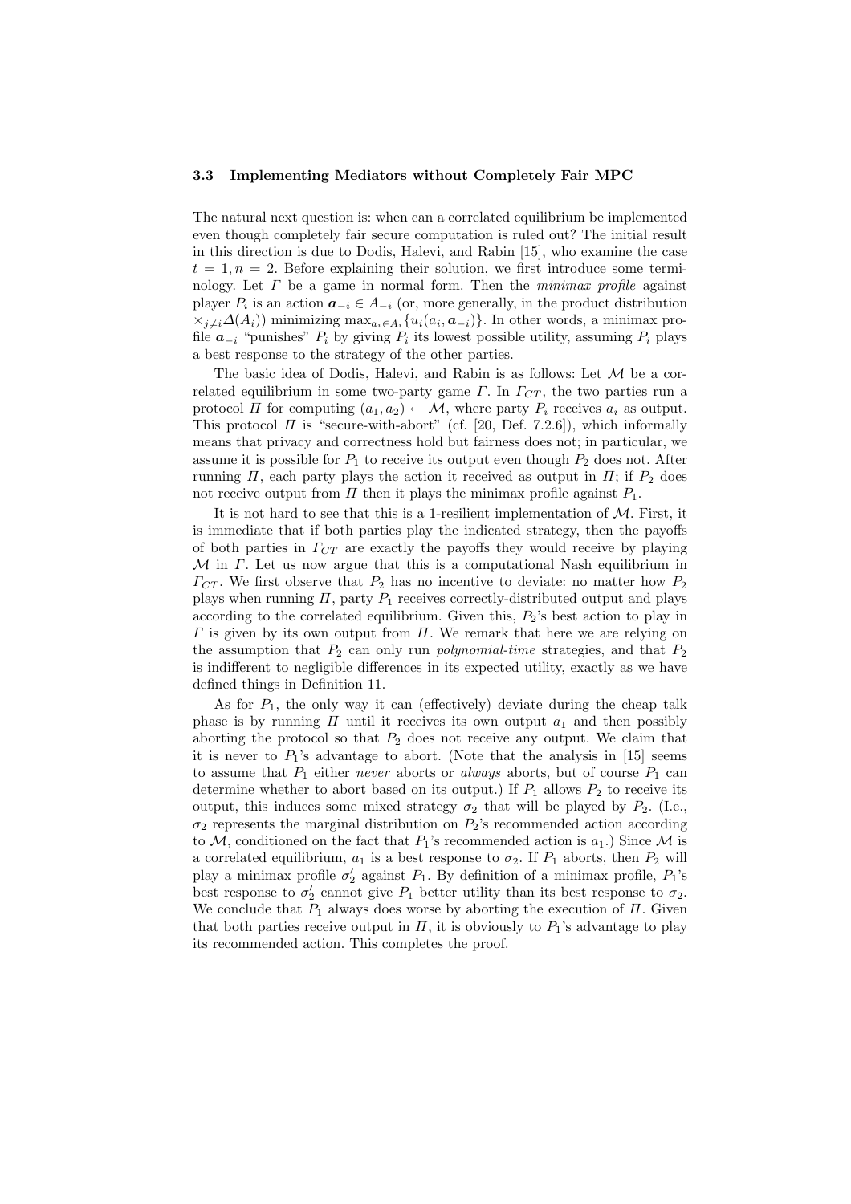### 3.3 Implementing Mediators without Completely Fair MPC

The natural next question is: when can a correlated equilibrium be implemented even though completely fair secure computation is ruled out? The initial result in this direction is due to Dodis, Halevi, and Rabin [15], who examine the case $t = 1, n = 2$. Before explaining their solution, we first introduce some terminology. Let $\Gamma$ be a game in normal form. Then the *minimax profile* against player $P_i$ is an action $\boldsymbol{a}_{-i} \in A_{-i}$ (or, more generally, in the product distribution $\times_{j \neq i} \Delta(A_i)$) minimizing $\max_{a_i \in A_i}\{u_i(a_i, \boldsymbol{a}_{-i})\}$. In other words, a minimax profile $\boldsymbol{a}_{-i}$ "punishes" $P_i$ by giving $P_i$ its lowest possible utility, assuming $P_i$ plays a best response to the strategy of the other parties.

The basic idea of Dodis, Halevi, and Rabin is as follows: Let $\mathcal{M}$ be a correlated equilibrium in some two-party game $\Gamma$. In $\Gamma_{CT}$, the two parties run a protocol $\Pi$ for computing $(a_1, a_2) \leftarrow \mathcal{M}$, where party $P_i$ receives $a_i$ as output. This protocol $\Pi$ is "secure-with-abort" (cf. [20, Def. 7.2.6]), which informally means that privacy and correctness hold but fairness does not; in particular, we assume it is possible for $P_1$ to receive its output even though $P_2$ does not. After running $\Pi$, each party plays the action it received as output in $\Pi$; if $P_2$ does not receive output from $\Pi$ then it plays the minimax profile against $P_1$.

It is not hard to see that this is a 1-resilient implementation of $\mathcal{M}$. First, it is immediate that if both parties play the indicated strategy, then the payoffs of both parties in $\Gamma_{CT}$ are exactly the payoffs they would receive by playing $\mathcal{M}$ in $\Gamma$. Let us now argue that this is a computational Nash equilibrium in $\Gamma_{CT}$. We first observe that $P_2$ has no incentive to deviate: no matter how $P_2$ plays when running $\Pi$, party $P_1$ receives correctly-distributed output and plays according to the correlated equilibrium. Given this, $P_2$'s best action to play in $\Gamma$ is given by its own output from $\Pi$. We remark that here we are relying on the assumption that $P_2$ can only run *polynomial-time* strategies, and that $P_2$ is indifferent to negligible differences in its expected utility, exactly as we have defined things in Definition 11.

As for $P_1$, the only way it can (effectively) deviate during the cheap talk phase is by running $\Pi$ until it receives its own output $a_1$ and then possibly aborting the protocol so that $P_2$ does not receive any output. We claim that it is never to $P_1$'s advantage to abort. (Note that the analysis in [15] seems to assume that $P_1$ either *never* aborts or *always* aborts, but of course $P_1$ can determine whether to abort based on its output.) If $P_1$ allows $P_2$ to receive its output, this induces some mixed strategy $\sigma_2$ that will be played by $P_2$. (I.e., $\sigma_2$ represents the marginal distribution on $P_2$'s recommended action according to $\mathcal{M}$, conditioned on the fact that $P_1$'s recommended action is $a_1$.) Since $\mathcal{M}$ is a correlated equilibrium, $a_1$ is a best response to $\sigma_2$. If $P_1$ aborts, then $P_2$ will play a minimax profile $\sigma_2'$ against $P_1$. By definition of a minimax profile, $P_1$'s best response to $\sigma_2'$ cannot give $P_1$ better utility than its best response to $\sigma_2$. We conclude that $P_1$ always does worse by aborting the execution of $\Pi$. Given that both parties receive output in $\Pi$, it is obviously to $P_1$'s advantage to play its recommended action. This completes the proof.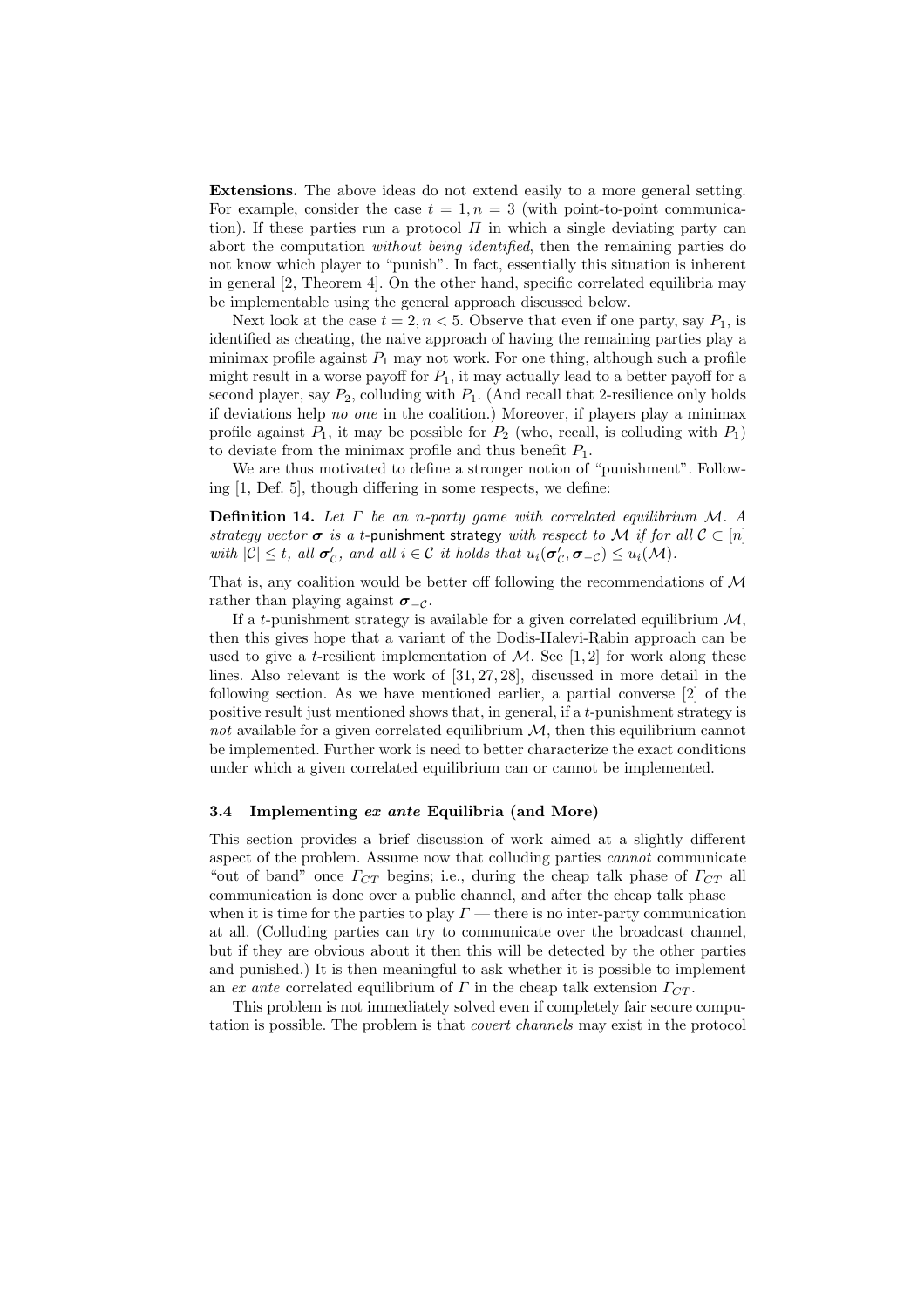**Extensions.** The above ideas do not extend easily to a more general setting. For example, consider the case $t = 1, n = 3$ (with point-to-point communication). If these parties run a protocol $\Pi$ in which a single deviating party can abort the computation *without being identified*, then the remaining parties do not know which player to "punish". In fact, essentially this situation is inherent in general [2, Theorem 4]. On the other hand, specific correlated equilibria may be implementable using the general approach discussed below.

Next look at the case $t = 2, n < 5$. Observe that even if one party, say $P_1$, is identified as cheating, the naive approach of having the remaining parties play a minimax profile against $P_1$ may not work. For one thing, although such a profile might result in a worse payoff for $P_1$, it may actually lead to a better payoff for a second player, say $P_2$, colluding with $P_1$. (And recall that 2-resilience only holds if deviations help *no one* in the coalition.) Moreover, if players play a minimax profile against $P_1$, it may be possible for $P_2$ (who, recall, is colluding with $P_1$) to deviate from the minimax profile and thus benefit $P_1$.

We are thus motivated to define a stronger notion of "punishment". Following [1, Def. 5], though differing in some respects, we define:

**Definition 14.** *Let $\Gamma$ be an $n$-party game with correlated equilibrium $\mathcal{M}$. A strategy vector $\boldsymbol{\sigma}$ is a $t$-*punishment strategy *with respect to $\mathcal{M}$ if for all $\mathcal{C} \subset [n]$ with $|\mathcal{C}| \leq t$, all $\boldsymbol{\sigma}'_{\mathcal{C}}$, and all $i \in \mathcal{C}$ it holds that $u_i(\boldsymbol{\sigma}'_{\mathcal{C}}, \boldsymbol{\sigma}_{-\mathcal{C}}) \leq u_i(\mathcal{M})$.*

That is, any coalition would be better off following the recommendations of $\mathcal{M}$ rather than playing against $\boldsymbol{\sigma}_{-\mathcal{C}}$.

If a $t$-punishment strategy is available for a given correlated equilibrium $\mathcal{M}$, then this gives hope that a variant of the Dodis-Halevi-Rabin approach can be used to give a $t$-resilient implementation of $\mathcal{M}$. See [1, 2] for work along these lines. Also relevant is the work of [31, 27, 28], discussed in more detail in the following section. As we have mentioned earlier, a partial converse [2] of the positive result just mentioned shows that, in general, if a $t$-punishment strategy is *not* available for a given correlated equilibrium $\mathcal{M}$, then this equilibrium cannot be implemented. Further work is need to better characterize the exact conditions under which a given correlated equilibrium can or cannot be implemented.

### 3.4 Implementing *ex ante* Equilibria (and More)

This section provides a brief discussion of work aimed at a slightly different aspect of the problem. Assume now that colluding parties *cannot* communicate "out of band" once $\Gamma_{CT}$ begins; i.e., during the cheap talk phase of $\Gamma_{CT}$ all communication is done over a public channel, and after the cheap talk phase — when it is time for the parties to play $\Gamma$ — there is no inter-party communication at all. (Colluding parties can try to communicate over the broadcast channel, but if they are obvious about it then this will be detected by the other parties and punished.) It is then meaningful to ask whether it is possible to implement an *ex ante* correlated equilibrium of $\Gamma$ in the cheap talk extension $\Gamma_{CT}$.

This problem is not immediately solved even if completely fair secure computation is possible. The problem is that *covert channels* may exist in the protocol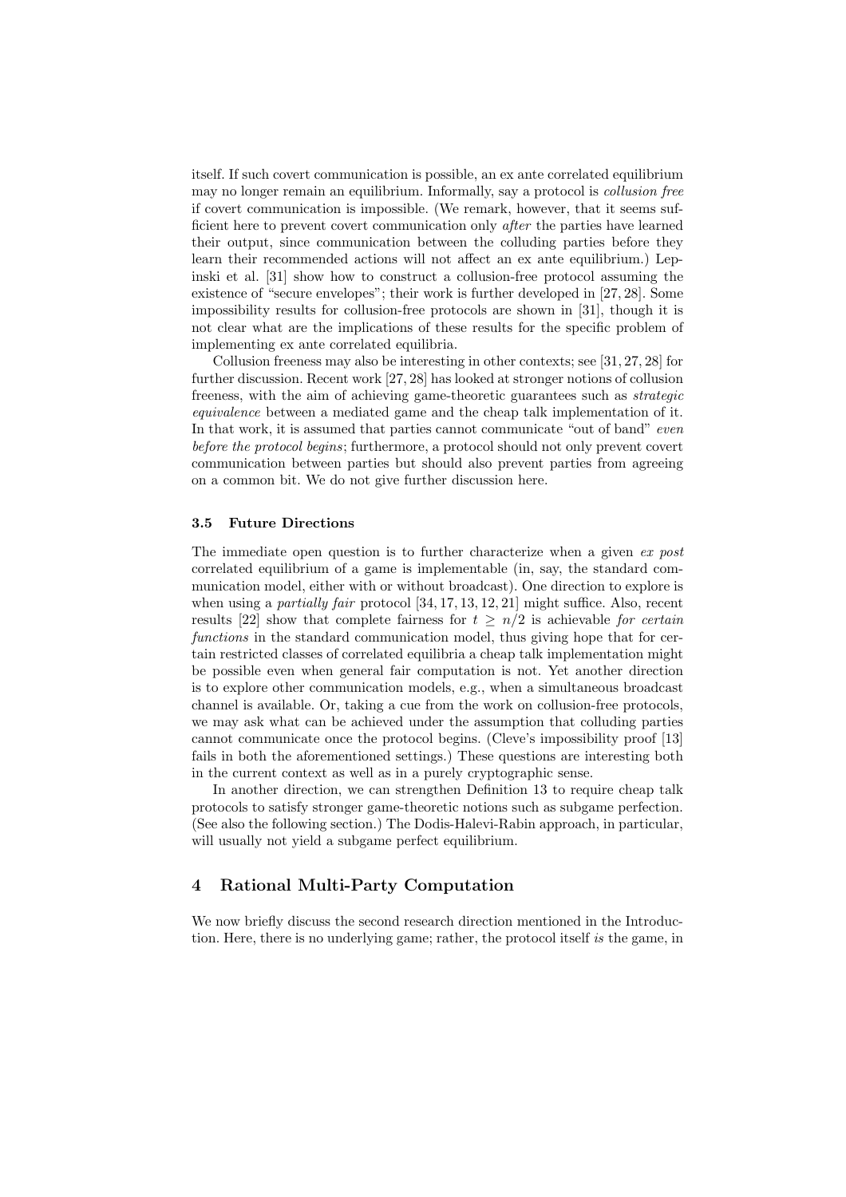itself. If such covert communication is possible, an ex ante correlated equilibrium may no longer remain an equilibrium. Informally, say a protocol is *collusion free* if covert communication is impossible. (We remark, however, that it seems sufficient here to prevent covert communication only *after* the parties have learned their output, since communication between the colluding parties before they learn their recommended actions will not affect an ex ante equilibrium.) Lepinski et al. [31] show how to construct a collusion-free protocol assuming the existence of "secure envelopes"; their work is further developed in [27, 28]. Some impossibility results for collusion-free protocols are shown in [31], though it is not clear what are the implications of these results for the specific problem of implementing ex ante correlated equilibria.

Collusion freeness may also be interesting in other contexts; see [31, 27, 28] for further discussion. Recent work [27, 28] has looked at stronger notions of collusion freeness, with the aim of achieving game-theoretic guarantees such as *strategic equivalence* between a mediated game and the cheap talk implementation of it. In that work, it is assumed that parties cannot communicate "out of band" *even before the protocol begins*; furthermore, a protocol should not only prevent covert communication between parties but should also prevent parties from agreeing on a common bit. We do not give further discussion here.

### 3.5 Future Directions

The immediate open question is to further characterize when a given *ex post* correlated equilibrium of a game is implementable (in, say, the standard communication model, either with or without broadcast). One direction to explore is when using a *partially fair* protocol [34, 17, 13, 12, 21] might suffice. Also, recent results [22] show that complete fairness for $t \geq n/2$ is achievable *for certain functions* in the standard communication model, thus giving hope that for certain restricted classes of correlated equilibria a cheap talk implementation might be possible even when general fair computation is not. Yet another direction is to explore other communication models, e.g., when a simultaneous broadcast channel is available. Or, taking a cue from the work on collusion-free protocols, we may ask what can be achieved under the assumption that colluding parties cannot communicate once the protocol begins. (Cleve's impossibility proof [13] fails in both the aforementioned settings.) These questions are interesting both in the current context as well as in a purely cryptographic sense.

In another direction, we can strengthen Definition 13 to require cheap talk protocols to satisfy stronger game-theoretic notions such as subgame perfection. (See also the following section.) The Dodis-Halevi-Rabin approach, in particular, will usually not yield a subgame perfect equilibrium.

## 4 Rational Multi-Party Computation

We now briefly discuss the second research direction mentioned in the Introduction. Here, there is no underlying game; rather, the protocol itself *is* the game, in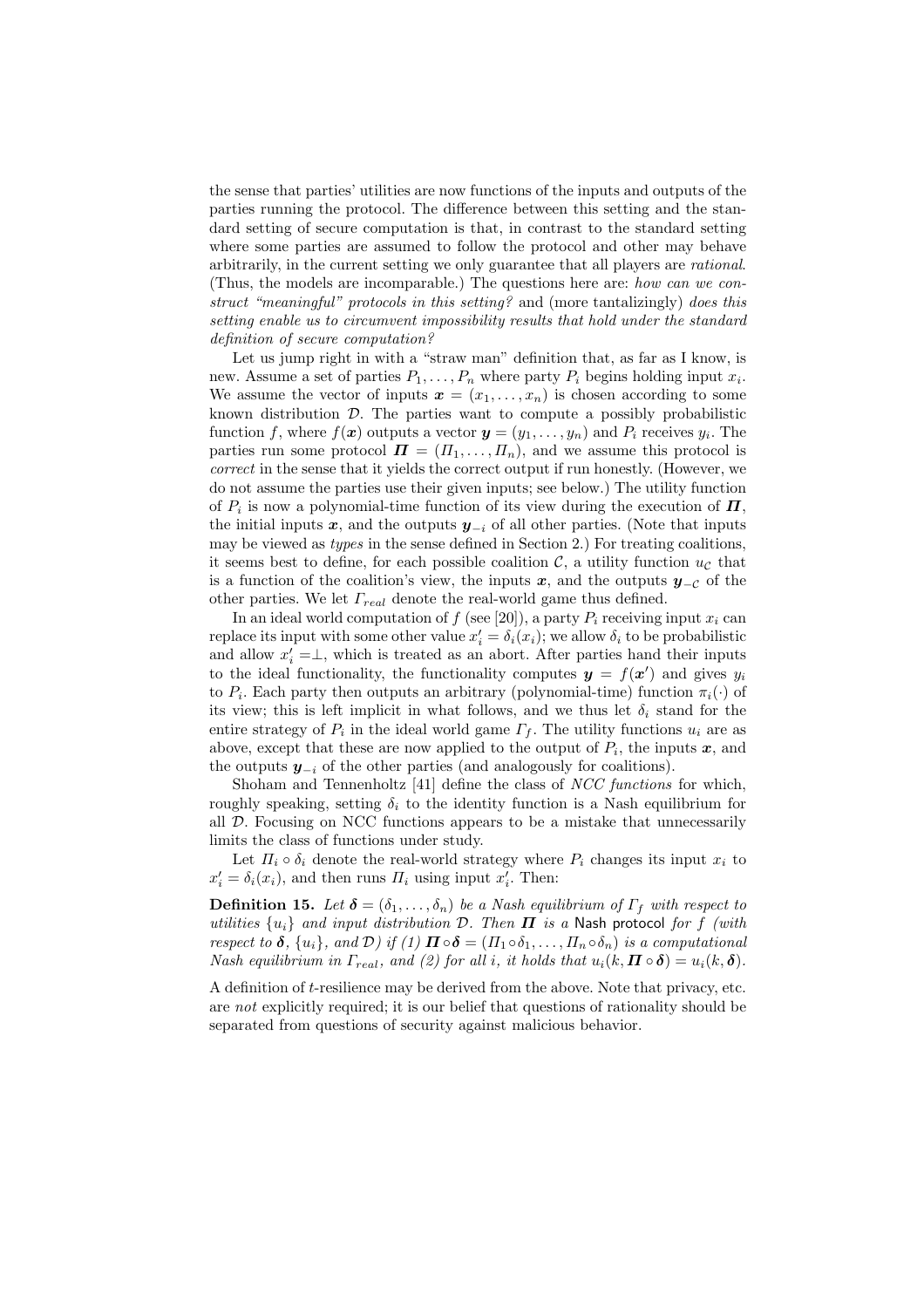the sense that parties' utilities are now functions of the inputs and outputs of the parties running the protocol. The difference between this setting and the standard setting of secure computation is that, in contrast to the standard setting where some parties are assumed to follow the protocol and other may behave arbitrarily, in the current setting we only guarantee that all players are *rational*. (Thus, the models are incomparable.) The questions here are: *how can we construct "meaningful" protocols in this setting?* and (more tantalizingly) *does this setting enable us to circumvent impossibility results that hold under the standard definition of secure computation?*

Let us jump right in with a "straw man" definition that, as far as I know, is new. Assume a set of parties $P_1, \ldots, P_n$ where party $P_i$ begins holding input $x_i$. We assume the vector of inputs $\boldsymbol{x} = (x_1, \ldots, x_n)$ is chosen according to some known distribution $\mathcal{D}$. The parties want to compute a possibly probabilistic function $f$, where $f(\boldsymbol{x})$ outputs a vector $\boldsymbol{y} = (y_1, \ldots, y_n)$ and $P_i$ receives $y_i$. The parties run some protocol $\boldsymbol{\Pi} = (\Pi_1, \ldots, \Pi_n)$, and we assume this protocol is *correct* in the sense that it yields the correct output if run honestly. (However, we do not assume the parties use their given inputs; see below.) The utility function of $P_i$ is now a polynomial-time function of its view during the execution of $\boldsymbol{\Pi}$, the initial inputs $\boldsymbol{x}$, and the outputs $\boldsymbol{y}_{-i}$ of all other parties. (Note that inputs may be viewed as *types* in the sense defined in Section 2.) For treating coalitions, it seems best to define, for each possible coalition $\mathcal{C}$, a utility function $u_{\mathcal{C}}$ that is a function of the coalition's view, the inputs $\boldsymbol{x}$, and the outputs $\boldsymbol{y}_{-\mathcal{C}}$ of the other parties. We let $\Gamma_{real}$ denote the real-world game thus defined.

In an ideal world computation of $f$ (see [20]), a party $P_i$ receiving input $x_i$ can replace its input with some other value $x'_i = \delta_i(x_i)$; we allow $\delta_i$ to be probabilistic and allow $x'_i = \perp$, which is treated as an abort. After parties hand their inputs to the ideal functionality, the functionality computes $\boldsymbol{y} = f(\boldsymbol{x}')$ and gives $y_i$ to $P_i$. Each party then outputs an arbitrary (polynomial-time) function $\pi_i(\cdot)$ of its view; this is left implicit in what follows, and we thus let $\delta_i$ stand for the entire strategy of $P_i$ in the ideal world game $\Gamma_f$. The utility functions $u_i$ are as above, except that these are now applied to the output of $P_i$, the inputs $\boldsymbol{x}$, and the outputs $\boldsymbol{y}_{-i}$ of the other parties (and analogously for coalitions).

Shoham and Tennenholtz [41] define the class of *NCC functions* for which, roughly speaking, setting $\delta_i$ to the identity function is a Nash equilibrium for all $\mathcal{D}$. Focusing on NCC functions appears to be a mistake that unnecessarily limits the class of functions under study.

Let $\Pi_i \circ \delta_i$ denote the real-world strategy where $P_i$ changes its input $x_i$ to $x'_i = \delta_i(x_i)$, and then runs $\Pi_i$ using input $x'_i$. Then:

**Definition 15.** *Let $\boldsymbol{\delta} = (\delta_1, \ldots, \delta_n)$ be a Nash equilibrium of $\Gamma_f$ with respect to utilities $\{u_i\}$ and input distribution $\mathcal{D}$. Then $\boldsymbol{\Pi}$ is a* Nash protocol *for $f$ (with respect to $\boldsymbol{\delta}$, $\{u_i\}$, and $\mathcal{D}$) if (1) $\boldsymbol{\Pi} \circ \boldsymbol{\delta} = (\Pi_1 \circ \delta_1, \ldots, \Pi_n \circ \delta_n)$ is a computational Nash equilibrium in $\Gamma_{real}$, and (2) for all $i$, it holds that $u_i(k, \boldsymbol{\Pi} \circ \boldsymbol{\delta}) = u_i(k, \boldsymbol{\delta})$.*

A definition of $t$-resilience may be derived from the above. Note that privacy, etc. are *not* explicitly required; it is our belief that questions of rationality should be separated from questions of security against malicious behavior.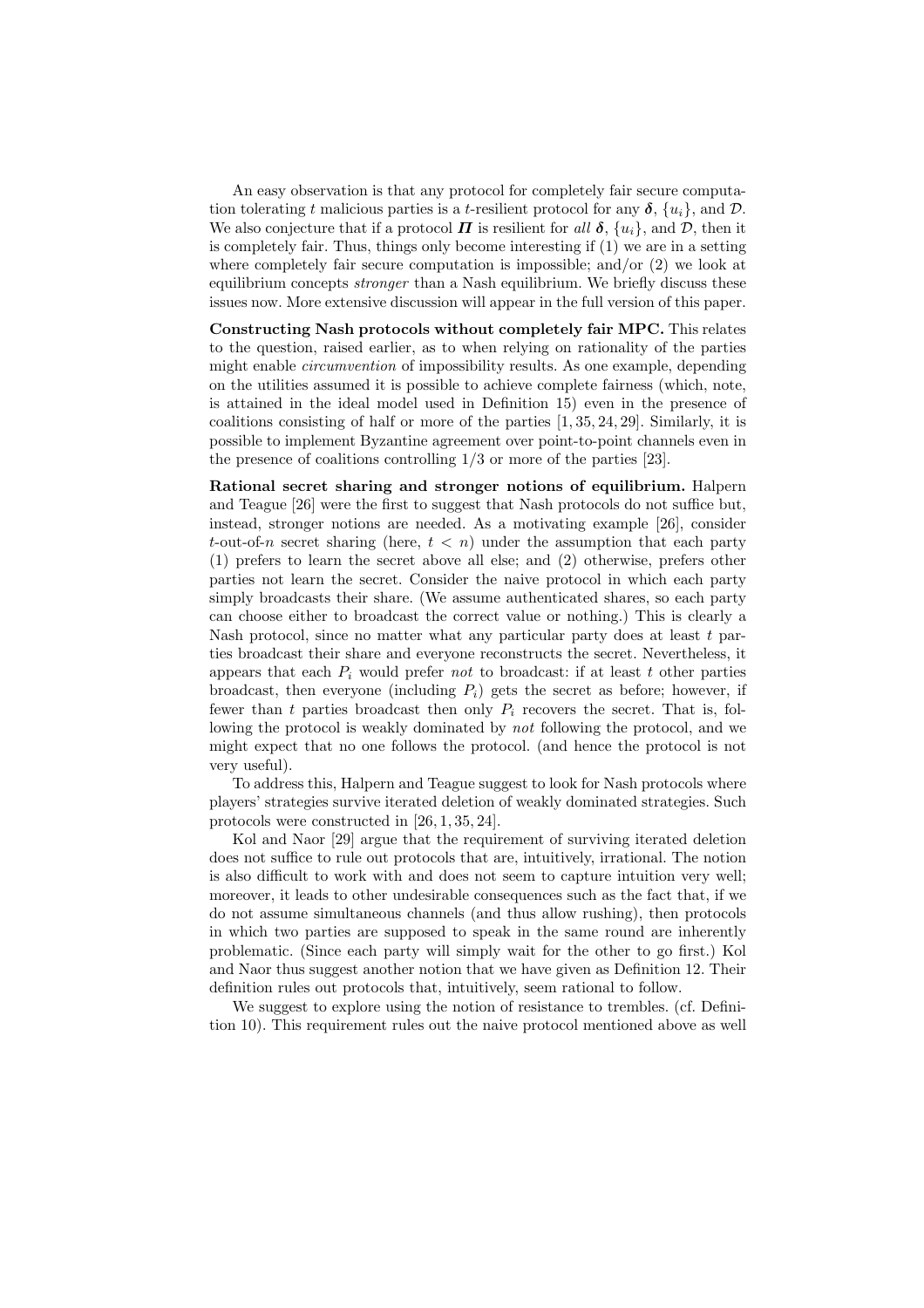An easy observation is that any protocol for completely fair secure computation tolerating $t$ malicious parties is a $t$-resilient protocol for any $\boldsymbol{\delta}$, $\{u_i\}$, and $\mathcal{D}$. We also conjecture that if a protocol $\boldsymbol{\Pi}$ is resilient for *all* $\boldsymbol{\delta}$, $\{u_i\}$, and $\mathcal{D}$, then it is completely fair. Thus, things only become interesting if (1) we are in a setting where completely fair secure computation is impossible; and/or (2) we look at equilibrium concepts *stronger* than a Nash equilibrium. We briefly discuss these issues now. More extensive discussion will appear in the full version of this paper.

**Constructing Nash protocols without completely fair MPC.** This relates to the question, raised earlier, as to when relying on rationality of the parties might enable *circumvention* of impossibility results. As one example, depending on the utilities assumed it is possible to achieve complete fairness (which, note, is attained in the ideal model used in Definition 15) even in the presence of coalitions consisting of half or more of the parties [1, 35, 24, 29]. Similarly, it is possible to implement Byzantine agreement over point-to-point channels even in the presence of coalitions controlling 1/3 or more of the parties [23].

**Rational secret sharing and stronger notions of equilibrium.** Halpern and Teague [26] were the first to suggest that Nash protocols do not suffice but, instead, stronger notions are needed. As a motivating example [26], consider $t$-out-of-$n$ secret sharing (here, $t < n$) under the assumption that each party (1) prefers to learn the secret above all else; and (2) otherwise, prefers other parties not learn the secret. Consider the naive protocol in which each party simply broadcasts their share. (We assume authenticated shares, so each party can choose either to broadcast the correct value or nothing.) This is clearly a Nash protocol, since no matter what any particular party does at least $t$ parties broadcast their share and everyone reconstructs the secret. Nevertheless, it appears that each $P_i$ would prefer *not* to broadcast: if at least $t$ other parties broadcast, then everyone (including $P_i$) gets the secret as before; however, if fewer than $t$ parties broadcast then only $P_i$ recovers the secret. That is, following the protocol is weakly dominated by *not* following the protocol, and we might expect that no one follows the protocol. (and hence the protocol is not very useful).

To address this, Halpern and Teague suggest to look for Nash protocols where players' strategies survive iterated deletion of weakly dominated strategies. Such protocols were constructed in [26, 1, 35, 24].

Kol and Naor [29] argue that the requirement of surviving iterated deletion does not suffice to rule out protocols that are, intuitively, irrational. The notion is also difficult to work with and does not seem to capture intuition very well; moreover, it leads to other undesirable consequences such as the fact that, if we do not assume simultaneous channels (and thus allow rushing), then protocols in which two parties are supposed to speak in the same round are inherently problematic. (Since each party will simply wait for the other to go first.) Kol and Naor thus suggest another notion that we have given as Definition 12. Their definition rules out protocols that, intuitively, seem rational to follow.

We suggest to explore using the notion of resistance to trembles. (cf. Definition 10). This requirement rules out the naive protocol mentioned above as well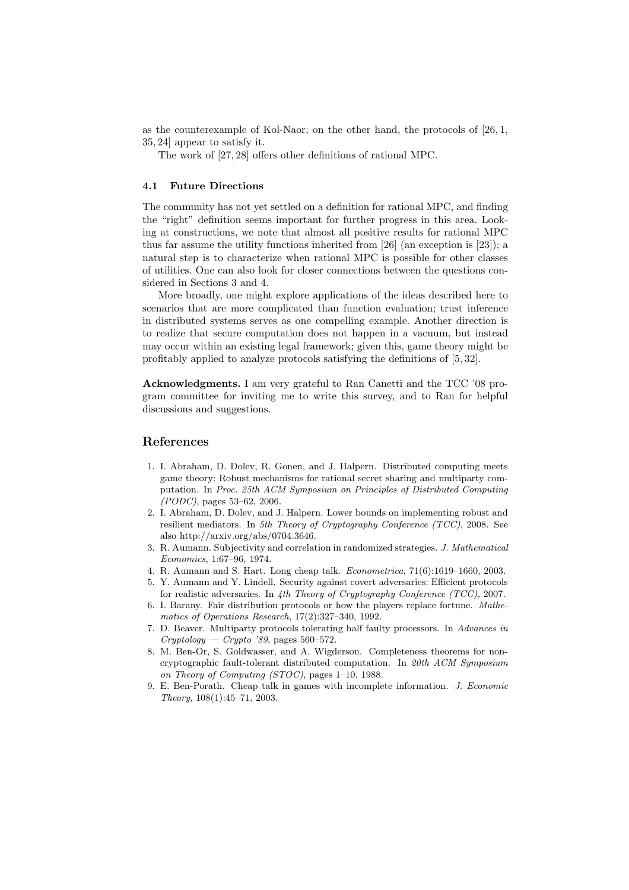as the counterexample of Kol-Naor; on the other hand, the protocols of [26, 1, 35, 24] appear to satisfy it.

The work of [27, 28] offers other definitions of rational MPC.

### 4.1 Future Directions

The community has not yet settled on a definition for rational MPC, and finding the "right" definition seems important for further progress in this area. Looking at constructions, we note that almost all positive results for rational MPC thus far assume the utility functions inherited from [26] (an exception is [23]); a natural step is to characterize when rational MPC is possible for other classes of utilities. One can also look for closer connections between the questions considered in Sections 3 and 4.

More broadly, one might explore applications of the ideas described here to scenarios that are more complicated than function evaluation; trust inference in distributed systems serves as one compelling example. Another direction is to realize that secure computation does not happen in a vacuum, but instead may occur within an existing legal framework; given this, game theory might be profitably applied to analyze protocols satisfying the definitions of [5, 32].

**Acknowledgments.** I am very grateful to Ran Canetti and the TCC '08 program committee for inviting me to write this survey, and to Ran for helpful discussions and suggestions.

## References

1. I. Abraham, D. Dolev, R. Gonen, and J. Halpern. Distributed computing meets game theory: Robust mechanisms for rational secret sharing and multiparty computation. In *Proc. 25th ACM Symposium on Principles of Distributed Computing (PODC)*, pages 53–62, 2006.
2. I. Abraham, D. Dolev, and J. Halpern. Lower bounds on implementing robust and resilient mediators. In *5th Theory of Cryptography Conference (TCC)*, 2008. See also http://arxiv.org/abs/0704.3646.
3. R. Aumann. Subjectivity and correlation in randomized strategies. *J. Mathematical Economics*, 1:67–96, 1974.
4. R. Aumann and S. Hart. Long cheap talk. *Econometrica*, 71(6):1619–1660, 2003.
5. Y. Aumann and Y. Lindell. Security against covert adversaries: Efficient protocols for realistic adversaries. In *4th Theory of Cryptography Conference (TCC)*, 2007.
6. I. Barany. Fair distribution protocols or how the players replace fortune. *Mathematics of Operations Research*, 17(2):327–340, 1992.
7. D. Beaver. Multiparty protocols tolerating half faulty processors. In *Advances in Cryptology — Crypto '89*, pages 560–572.
8. M. Ben-Or, S. Goldwasser, and A. Wigderson. Completeness theorems for non-cryptographic fault-tolerant distributed computation. In *20th ACM Symposium on Theory of Computing (STOC)*, pages 1–10, 1988.
9. E. Ben-Porath. Cheap talk in games with incomplete information. *J. Economic Theory*, 108(1):45–71, 2003.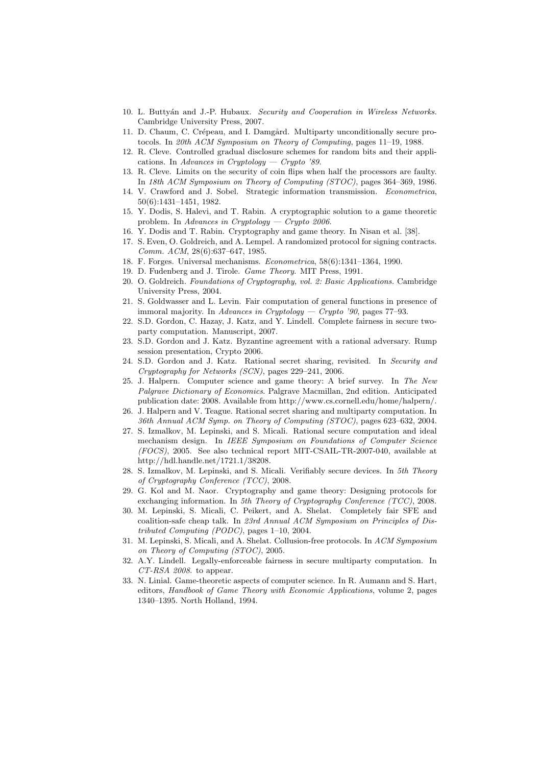10. L. Buttyán and J.-P. Hubaux. *Security and Cooperation in Wireless Networks*. Cambridge University Press, 2007.
11. D. Chaum, C. Crépeau, and I. Damgård. Multiparty unconditionally secure protocols. In *20th ACM Symposium on Theory of Computing*, pages 11–19, 1988.
12. R. Cleve. Controlled gradual disclosure schemes for random bits and their applications. In *Advances in Cryptology — Crypto '89*.
13. R. Cleve. Limits on the security of coin flips when half the processors are faulty. In *18th ACM Symposium on Theory of Computing (STOC)*, pages 364–369, 1986.
14. V. Crawford and J. Sobel. Strategic information transmission. *Econometrica*, 50(6):1431–1451, 1982.
15. Y. Dodis, S. Halevi, and T. Rabin. A cryptographic solution to a game theoretic problem. In *Advances in Cryptology — Crypto 2006*.
16. Y. Dodis and T. Rabin. Cryptography and game theory. In Nisan et al. [38].
17. S. Even, O. Goldreich, and A. Lempel. A randomized protocol for signing contracts. *Comm. ACM*, 28(6):637–647, 1985.
18. F. Forges. Universal mechanisms. *Econometrica*, 58(6):1341–1364, 1990.
19. D. Fudenberg and J. Tirole. *Game Theory*. MIT Press, 1991.
20. O. Goldreich. *Foundations of Cryptography, vol. 2: Basic Applications*. Cambridge University Press, 2004.
21. S. Goldwasser and L. Levin. Fair computation of general functions in presence of immoral majority. In *Advances in Cryptology — Crypto '90*, pages 77–93.
22. S.D. Gordon, C. Hazay, J. Katz, and Y. Lindell. Complete fairness in secure two-party computation. Manuscript, 2007.
23. S.D. Gordon and J. Katz. Byzantine agreement with a rational adversary. Rump session presentation, Crypto 2006.
24. S.D. Gordon and J. Katz. Rational secret sharing, revisited. In *Security and Cryptography for Networks (SCN)*, pages 229–241, 2006.
25. J. Halpern. Computer science and game theory: A brief survey. In *The New Palgrave Dictionary of Economics*. Palgrave Macmillan, 2nd edition. Anticipated publication date: 2008. Available from http://www.cs.cornell.edu/home/halpern/.
26. J. Halpern and V. Teague. Rational secret sharing and multiparty computation. In *36th Annual ACM Symp. on Theory of Computing (STOC)*, pages 623–632, 2004.
27. S. Izmalkov, M. Lepinski, and S. Micali. Rational secure computation and ideal mechanism design. In *IEEE Symposium on Foundations of Computer Science (FOCS)*, 2005. See also technical report MIT-CSAIL-TR-2007-040, available at http://hdl.handle.net/1721.1/38208.
28. S. Izmalkov, M. Lepinski, and S. Micali. Verifiably secure devices. In *5th Theory of Cryptography Conference (TCC)*, 2008.
29. G. Kol and M. Naor. Cryptography and game theory: Designing protocols for exchanging information. In *5th Theory of Cryptography Conference (TCC)*, 2008.
30. M. Lepinski, S. Micali, C. Peikert, and A. Shelat. Completely fair SFE and coalition-safe cheap talk. In *23rd Annual ACM Symposium on Principles of Distributed Computing (PODC)*, pages 1–10, 2004.
31. M. Lepinski, S. Micali, and A. Shelat. Collusion-free protocols. In *ACM Symposium on Theory of Computing (STOC)*, 2005.
32. A.Y. Lindell. Legally-enforceable fairness in secure multiparty computation. In *CT-RSA 2008*. to appear.
33. N. Linial. Game-theoretic aspects of computer science. In R. Aumann and S. Hart, editors, *Handbook of Game Theory with Economic Applications*, volume 2, pages 1340–1395. North Holland, 1994.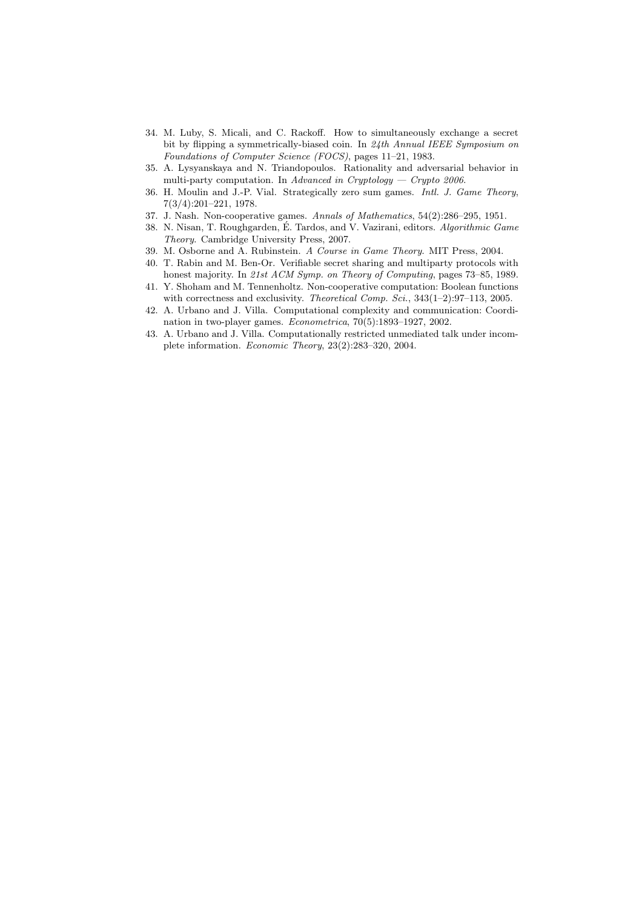34. M. Luby, S. Micali, and C. Rackoff. How to simultaneously exchange a secret bit by flipping a symmetrically-biased coin. In *24th Annual IEEE Symposium on Foundations of Computer Science (FOCS)*, pages 11–21, 1983.
35. A. Lysyanskaya and N. Triandopoulos. Rationality and adversarial behavior in multi-party computation. In *Advanced in Cryptology — Crypto 2006*.
36. H. Moulin and J.-P. Vial. Strategically zero sum games. *Intl. J. Game Theory*, 7(3/4):201–221, 1978.
37. J. Nash. Non-cooperative games. *Annals of Mathematics*, 54(2):286–295, 1951.
38. N. Nisan, T. Roughgarden, É. Tardos, and V. Vazirani, editors. *Algorithmic Game Theory*. Cambridge University Press, 2007.
39. M. Osborne and A. Rubinstein. *A Course in Game Theory*. MIT Press, 2004.
40. T. Rabin and M. Ben-Or. Verifiable secret sharing and multiparty protocols with honest majority. In *21st ACM Symp. on Theory of Computing*, pages 73–85, 1989.
41. Y. Shoham and M. Tennenholtz. Non-cooperative computation: Boolean functions with correctness and exclusivity. *Theoretical Comp. Sci.*, 343(1–2):97–113, 2005.
42. A. Urbano and J. Villa. Computational complexity and communication: Coordination in two-player games. *Econometrica*, 70(5):1893–1927, 2002.
43. A. Urbano and J. Villa. Computationally restricted unmediated talk under incomplete information. *Economic Theory*, 23(2):283–320, 2004.